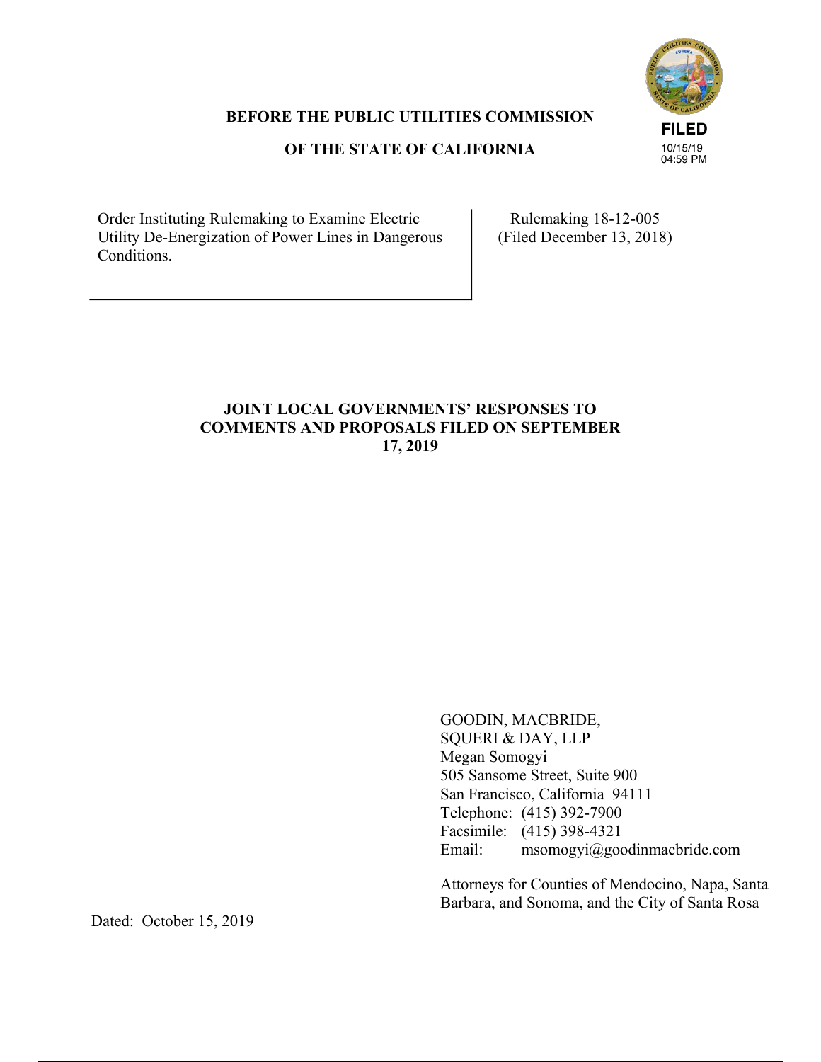FILED
10/15/19
04:59 PM

**BEFORE THE PUBLIC UTILITIES COMMISSION**

**OF THE STATE OF CALIFORNIA**

| Order Instituting Rulemaking to Examine Electric Utility De-Energization of Power Lines in Dangerous Conditions. | Rulemaking 18-12-005 (Filed December 13, 2018) |
|---|---|

**JOINT LOCAL GOVERNMENTS' RESPONSES TO COMMENTS AND PROPOSALS FILED ON SEPTEMBER 17, 2019**

GOODIN, MACBRIDE,
SQUERI & DAY, LLP
Megan Somogyi
505 Sansome Street, Suite 900
San Francisco, California 94111
Telephone: (415) 392-7900
Facsimile: (415) 398-4321
Email: msomogyi@goodinmacbride.com

Attorneys for Counties of Mendocino, Napa, Santa Barbara, and Sonoma, and the City of Santa Rosa

Dated: October 15, 2019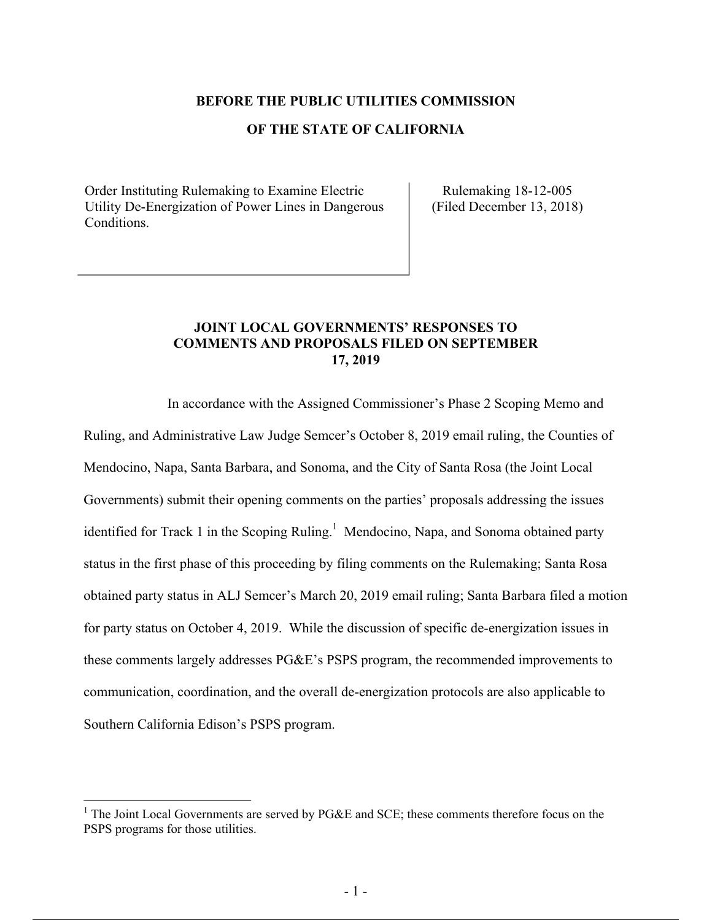**BEFORE THE PUBLIC UTILITIES COMMISSION**

**OF THE STATE OF CALIFORNIA**

| Order Instituting Rulemaking to Examine Electric Utility De-Energization of Power Lines in Dangerous Conditions. | Rulemaking 18-12-005 (Filed December 13, 2018) |
| --- | --- |

**JOINT LOCAL GOVERNMENTS' RESPONSES TO COMMENTS AND PROPOSALS FILED ON SEPTEMBER 17, 2019**

In accordance with the Assigned Commissioner's Phase 2 Scoping Memo and Ruling, and Administrative Law Judge Semcer's October 8, 2019 email ruling, the Counties of Mendocino, Napa, Santa Barbara, and Sonoma, and the City of Santa Rosa (the Joint Local Governments) submit their opening comments on the parties' proposals addressing the issues identified for Track 1 in the Scoping Ruling.[1] Mendocino, Napa, and Sonoma obtained party status in the first phase of this proceeding by filing comments on the Rulemaking; Santa Rosa obtained party status in ALJ Semcer's March 20, 2019 email ruling; Santa Barbara filed a motion for party status on October 4, 2019. While the discussion of specific de-energization issues in these comments largely addresses PG&E's PSPS program, the recommended improvements to communication, coordination, and the overall de-energization protocols are also applicable to Southern California Edison's PSPS program.

[1] The Joint Local Governments are served by PG&E and SCE; these comments therefore focus on the PSPS programs for those utilities.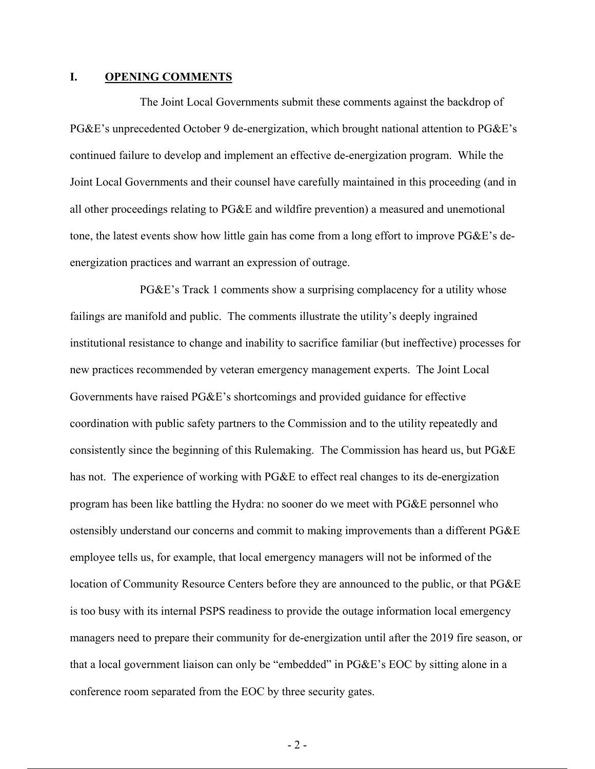## I. OPENING COMMENTS

The Joint Local Governments submit these comments against the backdrop of PG&E's unprecedented October 9 de-energization, which brought national attention to PG&E's continued failure to develop and implement an effective de-energization program. While the Joint Local Governments and their counsel have carefully maintained in this proceeding (and in all other proceedings relating to PG&E and wildfire prevention) a measured and unemotional tone, the latest events show how little gain has come from a long effort to improve PG&E's de-energization practices and warrant an expression of outrage.

PG&E's Track 1 comments show a surprising complacency for a utility whose failings are manifold and public. The comments illustrate the utility's deeply ingrained institutional resistance to change and inability to sacrifice familiar (but ineffective) processes for new practices recommended by veteran emergency management experts. The Joint Local Governments have raised PG&E's shortcomings and provided guidance for effective coordination with public safety partners to the Commission and to the utility repeatedly and consistently since the beginning of this Rulemaking. The Commission has heard us, but PG&E has not. The experience of working with PG&E to effect real changes to its de-energization program has been like battling the Hydra: no sooner do we meet with PG&E personnel who ostensibly understand our concerns and commit to making improvements than a different PG&E employee tells us, for example, that local emergency managers will not be informed of the location of Community Resource Centers before they are announced to the public, or that PG&E is too busy with its internal PSPS readiness to provide the outage information local emergency managers need to prepare their community for de-energization until after the 2019 fire season, or that a local government liaison can only be "embedded" in PG&E's EOC by sitting alone in a conference room separated from the EOC by three security gates.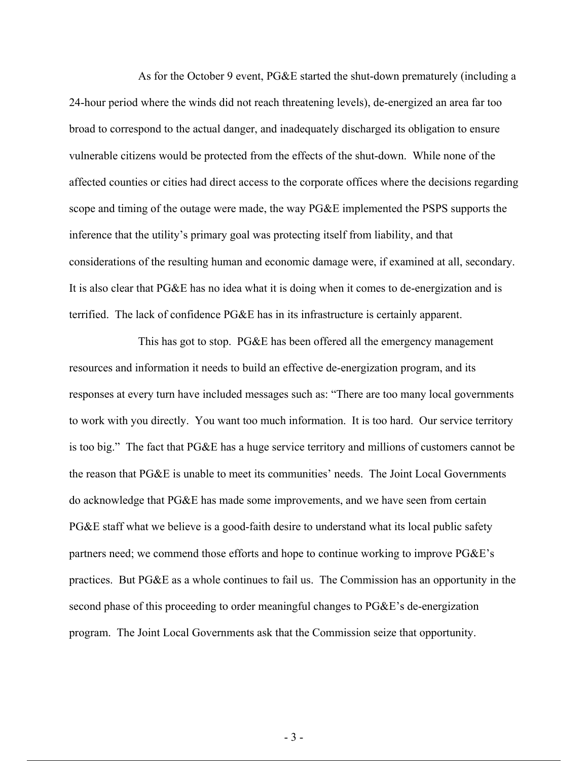As for the October 9 event, PG&E started the shut-down prematurely (including a 24-hour period where the winds did not reach threatening levels), de-energized an area far too broad to correspond to the actual danger, and inadequately discharged its obligation to ensure vulnerable citizens would be protected from the effects of the shut-down. While none of the affected counties or cities had direct access to the corporate offices where the decisions regarding scope and timing of the outage were made, the way PG&E implemented the PSPS supports the inference that the utility's primary goal was protecting itself from liability, and that considerations of the resulting human and economic damage were, if examined at all, secondary. It is also clear that PG&E has no idea what it is doing when it comes to de-energization and is terrified. The lack of confidence PG&E has in its infrastructure is certainly apparent.

This has got to stop. PG&E has been offered all the emergency management resources and information it needs to build an effective de-energization program, and its responses at every turn have included messages such as: "There are too many local governments to work with you directly. You want too much information. It is too hard. Our service territory is too big." The fact that PG&E has a huge service territory and millions of customers cannot be the reason that PG&E is unable to meet its communities' needs. The Joint Local Governments do acknowledge that PG&E has made some improvements, and we have seen from certain PG&E staff what we believe is a good-faith desire to understand what its local public safety partners need; we commend those efforts and hope to continue working to improve PG&E's practices. But PG&E as a whole continues to fail us. The Commission has an opportunity in the second phase of this proceeding to order meaningful changes to PG&E's de-energization program. The Joint Local Governments ask that the Commission seize that opportunity.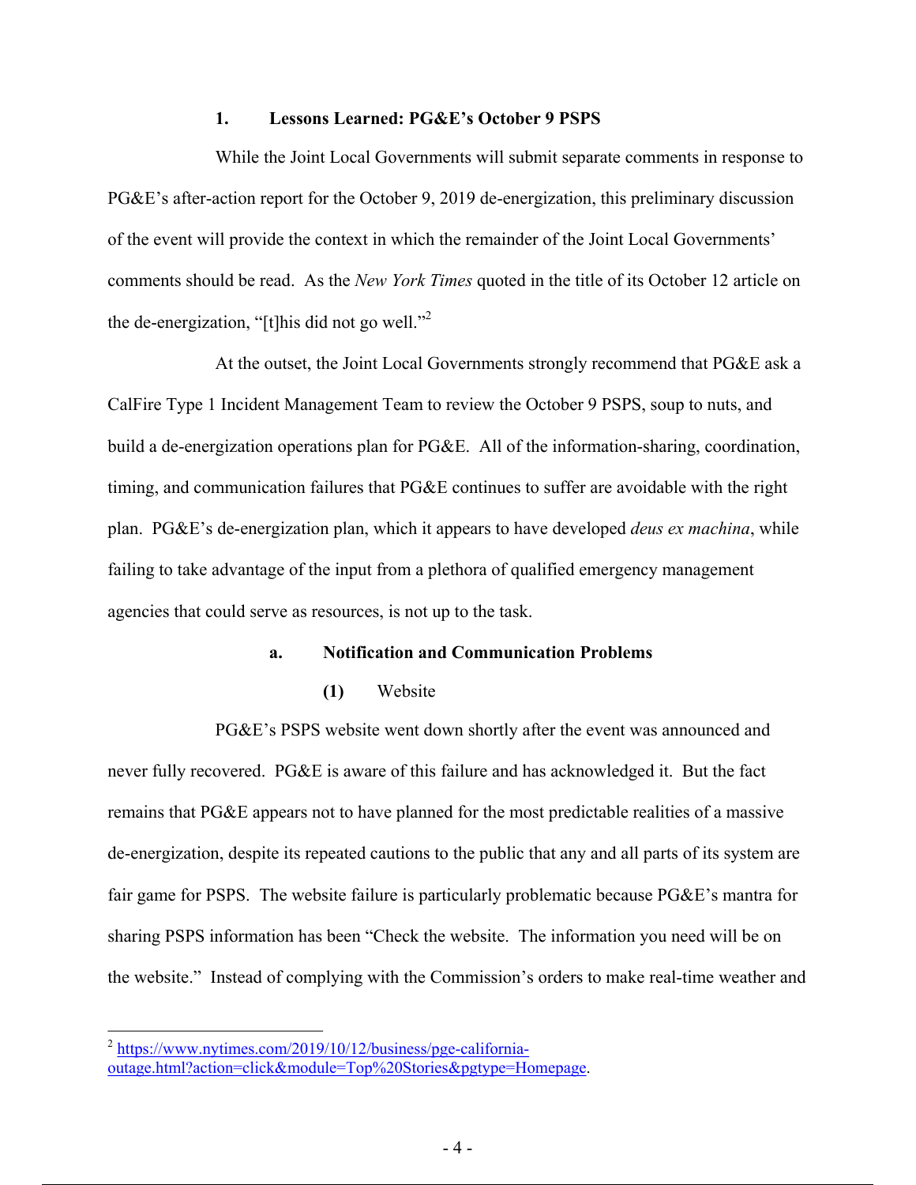### 1. Lessons Learned: PG&E's October 9 PSPS

While the Joint Local Governments will submit separate comments in response to PG&E's after-action report for the October 9, 2019 de-energization, this preliminary discussion of the event will provide the context in which the remainder of the Joint Local Governments' comments should be read. As the *New York Times* quoted in the title of its October 12 article on the de-energization, "[t]his did not go well."[2]

At the outset, the Joint Local Governments strongly recommend that PG&E ask a CalFire Type 1 Incident Management Team to review the October 9 PSPS, soup to nuts, and build a de-energization operations plan for PG&E. All of the information-sharing, coordination, timing, and communication failures that PG&E continues to suffer are avoidable with the right plan. PG&E's de-energization plan, which it appears to have developed *deus ex machina*, while failing to take advantage of the input from a plethora of qualified emergency management agencies that could serve as resources, is not up to the task.

#### a. Notification and Communication Problems

##### (1) Website

PG&E's PSPS website went down shortly after the event was announced and never fully recovered. PG&E is aware of this failure and has acknowledged it. But the fact remains that PG&E appears not to have planned for the most predictable realities of a massive de-energization, despite its repeated cautions to the public that any and all parts of its system are fair game for PSPS. The website failure is particularly problematic because PG&E's mantra for sharing PSPS information has been "Check the website. The information you need will be on the website." Instead of complying with the Commission's orders to make real-time weather and

---

[2] https://www.nytimes.com/2019/10/12/business/pge-california-outage.html?action=click&module=Top%20Stories&pgtype=Homepage.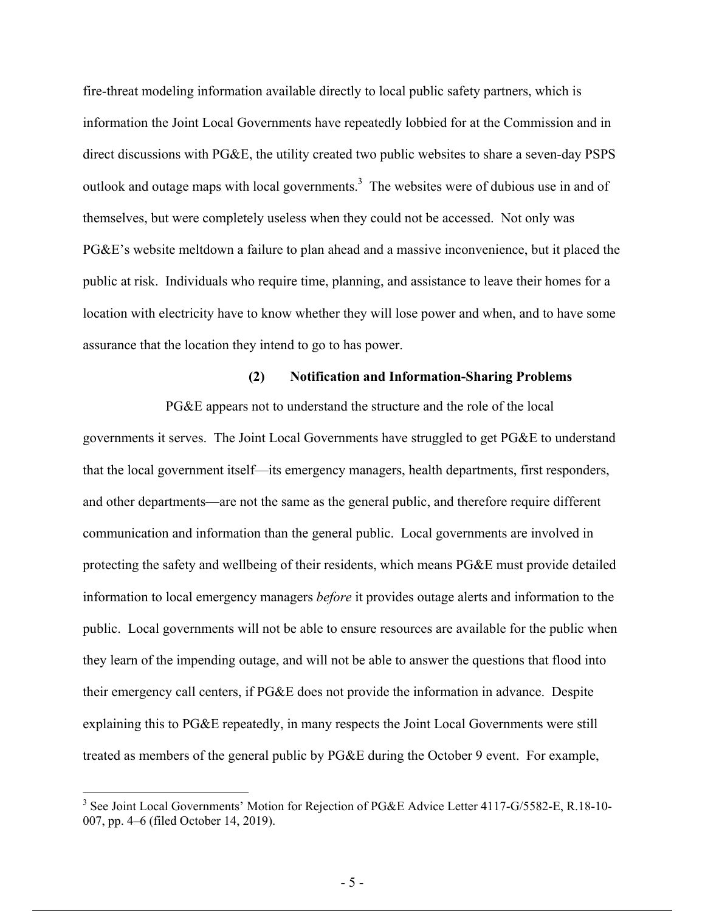fire-threat modeling information available directly to local public safety partners, which is information the Joint Local Governments have repeatedly lobbied for at the Commission and in direct discussions with PG&E, the utility created two public websites to share a seven-day PSPS outlook and outage maps with local governments.[3] The websites were of dubious use in and of themselves, but were completely useless when they could not be accessed. Not only was PG&E's website meltdown a failure to plan ahead and a massive inconvenience, but it placed the public at risk. Individuals who require time, planning, and assistance to leave their homes for a location with electricity have to know whether they will lose power and when, and to have some assurance that the location they intend to go to has power.

#### (2) Notification and Information-Sharing Problems

PG&E appears not to understand the structure and the role of the local governments it serves. The Joint Local Governments have struggled to get PG&E to understand that the local government itself—its emergency managers, health departments, first responders, and other departments—are not the same as the general public, and therefore require different communication and information than the general public. Local governments are involved in protecting the safety and wellbeing of their residents, which means PG&E must provide detailed information to local emergency managers *before* it provides outage alerts and information to the public. Local governments will not be able to ensure resources are available for the public when they learn of the impending outage, and will not be able to answer the questions that flood into their emergency call centers, if PG&E does not provide the information in advance. Despite explaining this to PG&E repeatedly, in many respects the Joint Local Governments were still treated as members of the general public by PG&E during the October 9 event. For example,

---

[3] See Joint Local Governments' Motion for Rejection of PG&E Advice Letter 4117-G/5582-E, R.18-10-007, pp. 4–6 (filed October 14, 2019).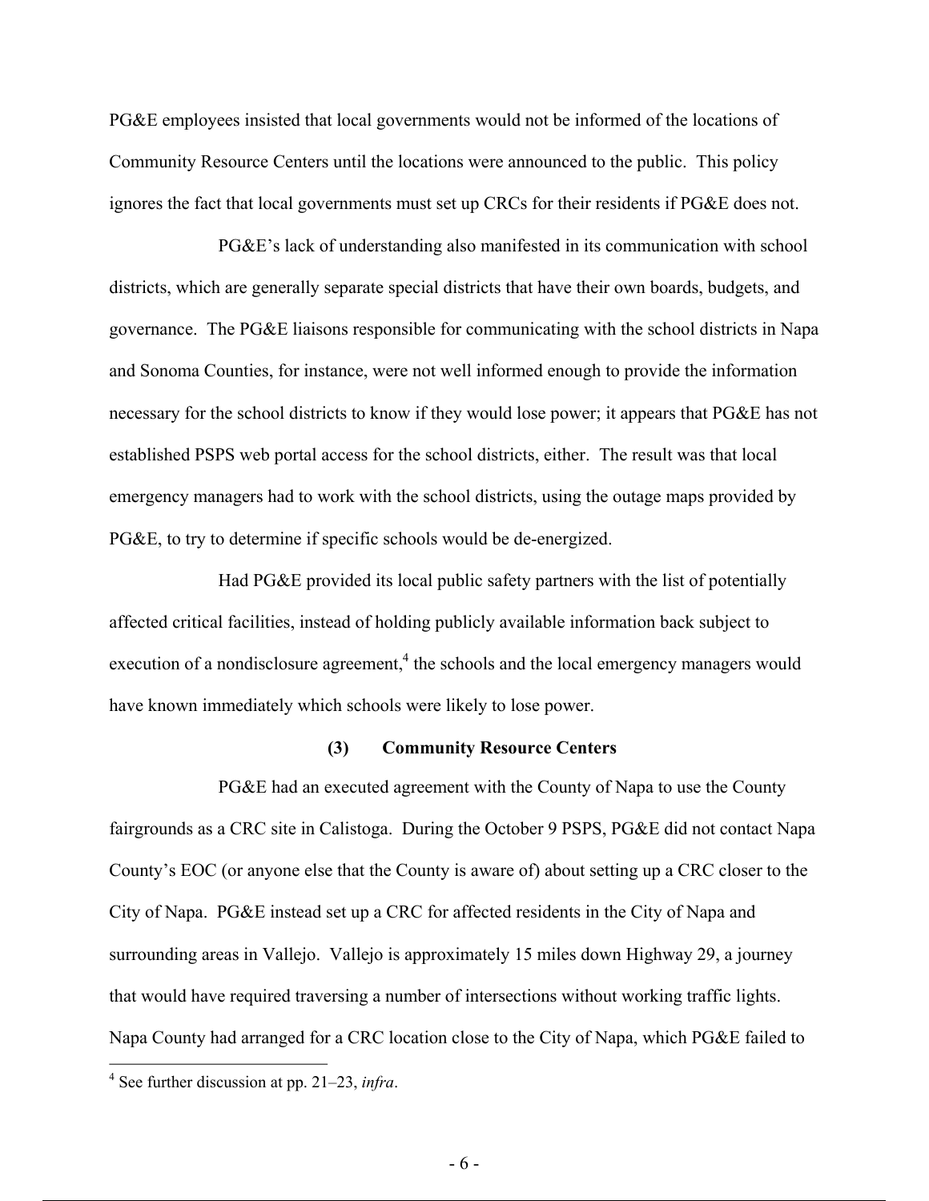PG&E employees insisted that local governments would not be informed of the locations of Community Resource Centers until the locations were announced to the public. This policy ignores the fact that local governments must set up CRCs for their residents if PG&E does not.

PG&E's lack of understanding also manifested in its communication with school districts, which are generally separate special districts that have their own boards, budgets, and governance. The PG&E liaisons responsible for communicating with the school districts in Napa and Sonoma Counties, for instance, were not well informed enough to provide the information necessary for the school districts to know if they would lose power; it appears that PG&E has not established PSPS web portal access for the school districts, either. The result was that local emergency managers had to work with the school districts, using the outage maps provided by PG&E, to try to determine if specific schools would be de-energized.

Had PG&E provided its local public safety partners with the list of potentially affected critical facilities, instead of holding publicly available information back subject to execution of a nondisclosure agreement,[4] the schools and the local emergency managers would have known immediately which schools were likely to lose power.

### (3) Community Resource Centers

PG&E had an executed agreement with the County of Napa to use the County fairgrounds as a CRC site in Calistoga. During the October 9 PSPS, PG&E did not contact Napa County's EOC (or anyone else that the County is aware of) about setting up a CRC closer to the City of Napa. PG&E instead set up a CRC for affected residents in the City of Napa and surrounding areas in Vallejo. Vallejo is approximately 15 miles down Highway 29, a journey that would have required traversing a number of intersections without working traffic lights. Napa County had arranged for a CRC location close to the City of Napa, which PG&E failed to

[4] See further discussion at pp. 21–23, *infra*.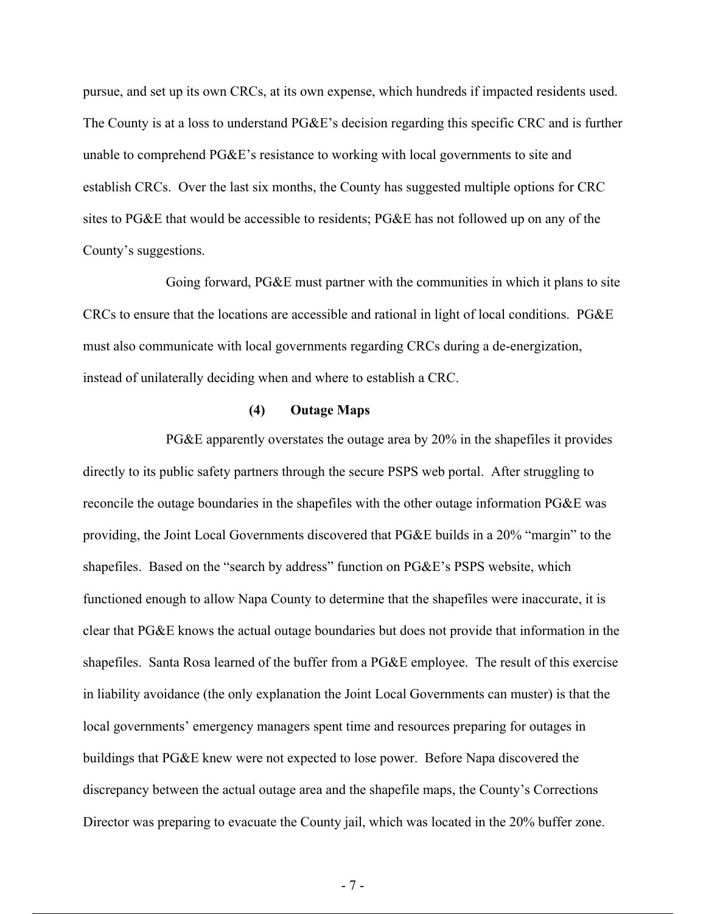pursue, and set up its own CRCs, at its own expense, which hundreds if impacted residents used. The County is at a loss to understand PG&E's decision regarding this specific CRC and is further unable to comprehend PG&E's resistance to working with local governments to site and establish CRCs. Over the last six months, the County has suggested multiple options for CRC sites to PG&E that would be accessible to residents; PG&E has not followed up on any of the County's suggestions.

Going forward, PG&E must partner with the communities in which it plans to site CRCs to ensure that the locations are accessible and rational in light of local conditions. PG&E must also communicate with local governments regarding CRCs during a de-energization, instead of unilaterally deciding when and where to establish a CRC.

#### (4) Outage Maps

PG&E apparently overstates the outage area by 20% in the shapefiles it provides directly to its public safety partners through the secure PSPS web portal. After struggling to reconcile the outage boundaries in the shapefiles with the other outage information PG&E was providing, the Joint Local Governments discovered that PG&E builds in a 20% "margin" to the shapefiles. Based on the "search by address" function on PG&E's PSPS website, which functioned enough to allow Napa County to determine that the shapefiles were inaccurate, it is clear that PG&E knows the actual outage boundaries but does not provide that information in the shapefiles. Santa Rosa learned of the buffer from a PG&E employee. The result of this exercise in liability avoidance (the only explanation the Joint Local Governments can muster) is that the local governments' emergency managers spent time and resources preparing for outages in buildings that PG&E knew were not expected to lose power. Before Napa discovered the discrepancy between the actual outage area and the shapefile maps, the County's Corrections Director was preparing to evacuate the County jail, which was located in the 20% buffer zone.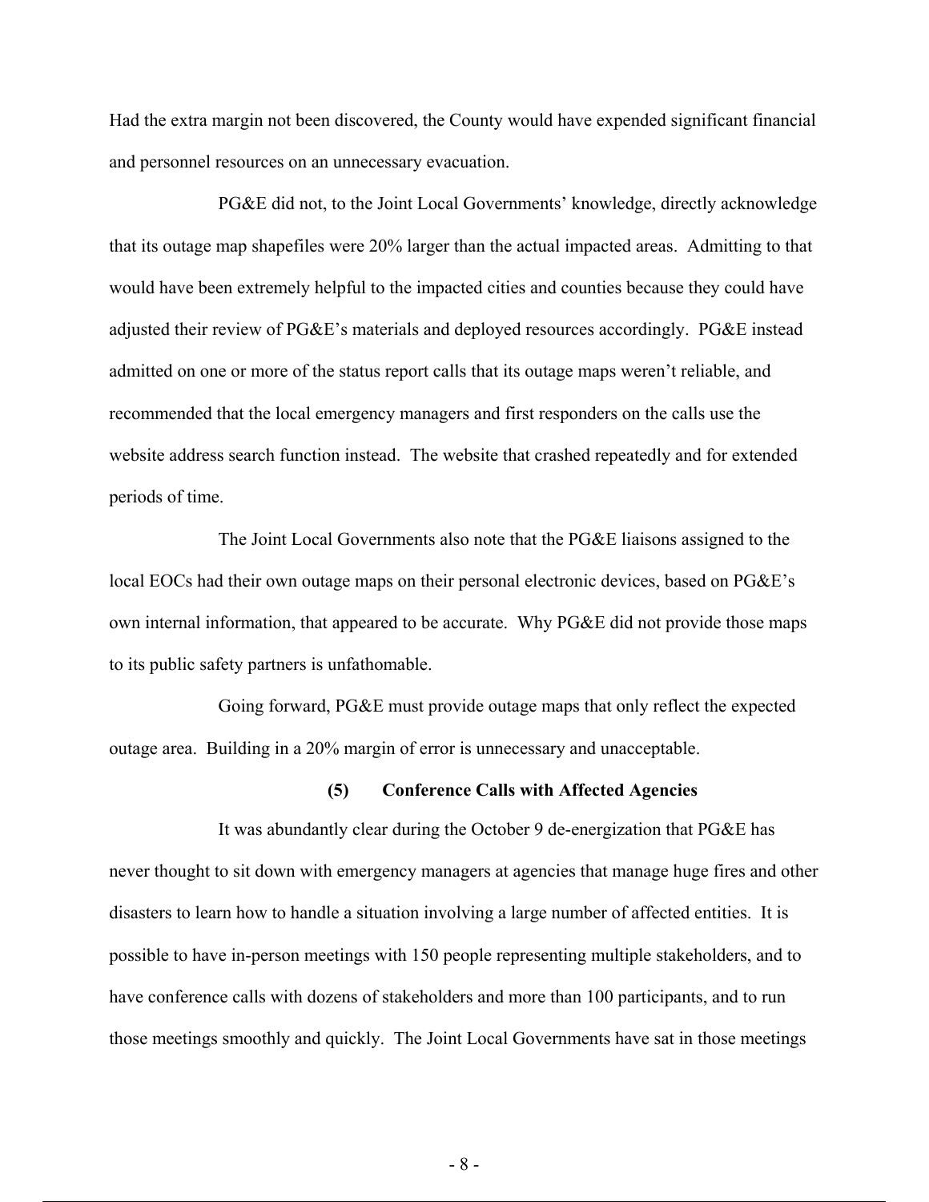Had the extra margin not been discovered, the County would have expended significant financial and personnel resources on an unnecessary evacuation.

PG&E did not, to the Joint Local Governments' knowledge, directly acknowledge that its outage map shapefiles were 20% larger than the actual impacted areas. Admitting to that would have been extremely helpful to the impacted cities and counties because they could have adjusted their review of PG&E's materials and deployed resources accordingly. PG&E instead admitted on one or more of the status report calls that its outage maps weren't reliable, and recommended that the local emergency managers and first responders on the calls use the website address search function instead. The website that crashed repeatedly and for extended periods of time.

The Joint Local Governments also note that the PG&E liaisons assigned to the local EOCs had their own outage maps on their personal electronic devices, based on PG&E's own internal information, that appeared to be accurate. Why PG&E did not provide those maps to its public safety partners is unfathomable.

Going forward, PG&E must provide outage maps that only reflect the expected outage area. Building in a 20% margin of error is unnecessary and unacceptable.

#### (5) Conference Calls with Affected Agencies

It was abundantly clear during the October 9 de-energization that PG&E has never thought to sit down with emergency managers at agencies that manage huge fires and other disasters to learn how to handle a situation involving a large number of affected entities. It is possible to have in-person meetings with 150 people representing multiple stakeholders, and to have conference calls with dozens of stakeholders and more than 100 participants, and to run those meetings smoothly and quickly. The Joint Local Governments have sat in those meetings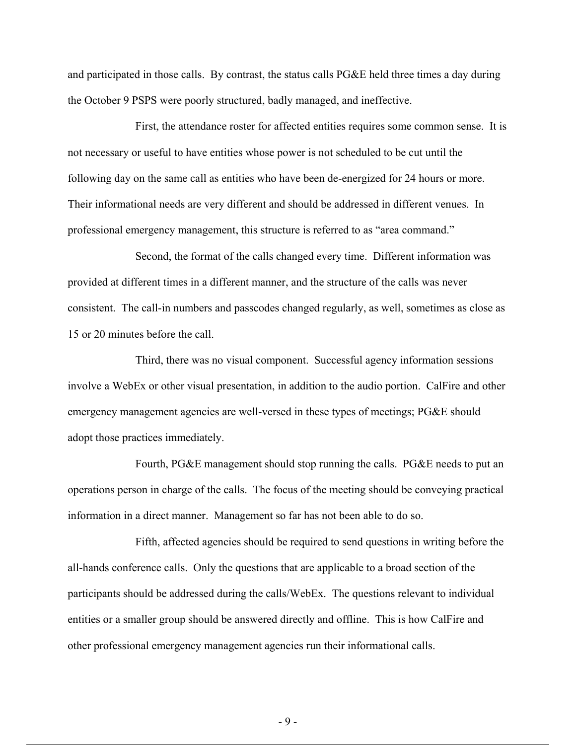and participated in those calls. By contrast, the status calls PG&E held three times a day during the October 9 PSPS were poorly structured, badly managed, and ineffective.

First, the attendance roster for affected entities requires some common sense. It is not necessary or useful to have entities whose power is not scheduled to be cut until the following day on the same call as entities who have been de-energized for 24 hours or more. Their informational needs are very different and should be addressed in different venues. In professional emergency management, this structure is referred to as "area command."

Second, the format of the calls changed every time. Different information was provided at different times in a different manner, and the structure of the calls was never consistent. The call-in numbers and passcodes changed regularly, as well, sometimes as close as 15 or 20 minutes before the call.

Third, there was no visual component. Successful agency information sessions involve a WebEx or other visual presentation, in addition to the audio portion. CalFire and other emergency management agencies are well-versed in these types of meetings; PG&E should adopt those practices immediately.

Fourth, PG&E management should stop running the calls. PG&E needs to put an operations person in charge of the calls. The focus of the meeting should be conveying practical information in a direct manner. Management so far has not been able to do so.

Fifth, affected agencies should be required to send questions in writing before the all-hands conference calls. Only the questions that are applicable to a broad section of the participants should be addressed during the calls/WebEx. The questions relevant to individual entities or a smaller group should be answered directly and offline. This is how CalFire and other professional emergency management agencies run their informational calls.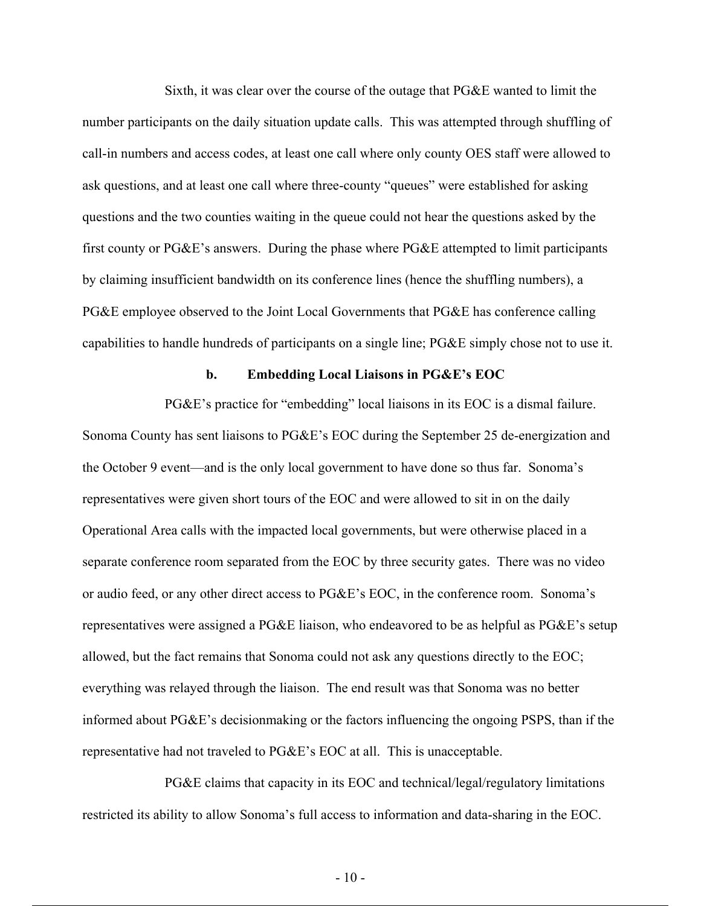Sixth, it was clear over the course of the outage that PG&E wanted to limit the number participants on the daily situation update calls. This was attempted through shuffling of call-in numbers and access codes, at least one call where only county OES staff were allowed to ask questions, and at least one call where three-county "queues" were established for asking questions and the two counties waiting in the queue could not hear the questions asked by the first county or PG&E's answers. During the phase where PG&E attempted to limit participants by claiming insufficient bandwidth on its conference lines (hence the shuffling numbers), a PG&E employee observed to the Joint Local Governments that PG&E has conference calling capabilities to handle hundreds of participants on a single line; PG&E simply chose not to use it.

### b. Embedding Local Liaisons in PG&E's EOC

PG&E's practice for "embedding" local liaisons in its EOC is a dismal failure. Sonoma County has sent liaisons to PG&E's EOC during the September 25 de-energization and the October 9 event—and is the only local government to have done so thus far. Sonoma's representatives were given short tours of the EOC and were allowed to sit in on the daily Operational Area calls with the impacted local governments, but were otherwise placed in a separate conference room separated from the EOC by three security gates. There was no video or audio feed, or any other direct access to PG&E's EOC, in the conference room. Sonoma's representatives were assigned a PG&E liaison, who endeavored to be as helpful as PG&E's setup allowed, but the fact remains that Sonoma could not ask any questions directly to the EOC; everything was relayed through the liaison. The end result was that Sonoma was no better informed about PG&E's decisionmaking or the factors influencing the ongoing PSPS, than if the representative had not traveled to PG&E's EOC at all. This is unacceptable.

PG&E claims that capacity in its EOC and technical/legal/regulatory limitations restricted its ability to allow Sonoma's full access to information and data-sharing in the EOC.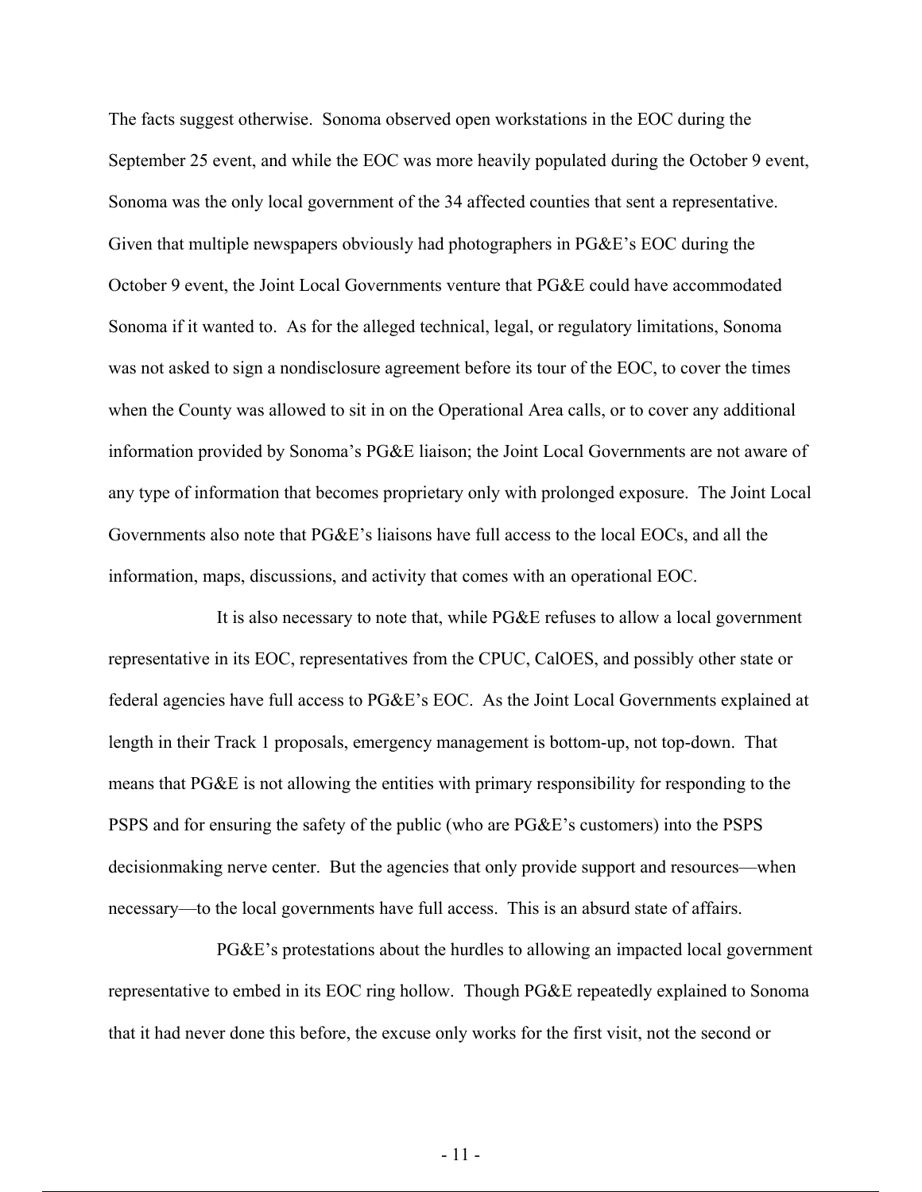The facts suggest otherwise. Sonoma observed open workstations in the EOC during the September 25 event, and while the EOC was more heavily populated during the October 9 event, Sonoma was the only local government of the 34 affected counties that sent a representative. Given that multiple newspapers obviously had photographers in PG&E's EOC during the October 9 event, the Joint Local Governments venture that PG&E could have accommodated Sonoma if it wanted to. As for the alleged technical, legal, or regulatory limitations, Sonoma was not asked to sign a nondisclosure agreement before its tour of the EOC, to cover the times when the County was allowed to sit in on the Operational Area calls, or to cover any additional information provided by Sonoma's PG&E liaison; the Joint Local Governments are not aware of any type of information that becomes proprietary only with prolonged exposure. The Joint Local Governments also note that PG&E's liaisons have full access to the local EOCs, and all the information, maps, discussions, and activity that comes with an operational EOC.

It is also necessary to note that, while PG&E refuses to allow a local government representative in its EOC, representatives from the CPUC, CalOES, and possibly other state or federal agencies have full access to PG&E's EOC. As the Joint Local Governments explained at length in their Track 1 proposals, emergency management is bottom-up, not top-down. That means that PG&E is not allowing the entities with primary responsibility for responding to the PSPS and for ensuring the safety of the public (who are PG&E's customers) into the PSPS decisionmaking nerve center. But the agencies that only provide support and resources—when necessary—to the local governments have full access. This is an absurd state of affairs.

PG&E's protestations about the hurdles to allowing an impacted local government representative to embed in its EOC ring hollow. Though PG&E repeatedly explained to Sonoma that it had never done this before, the excuse only works for the first visit, not the second or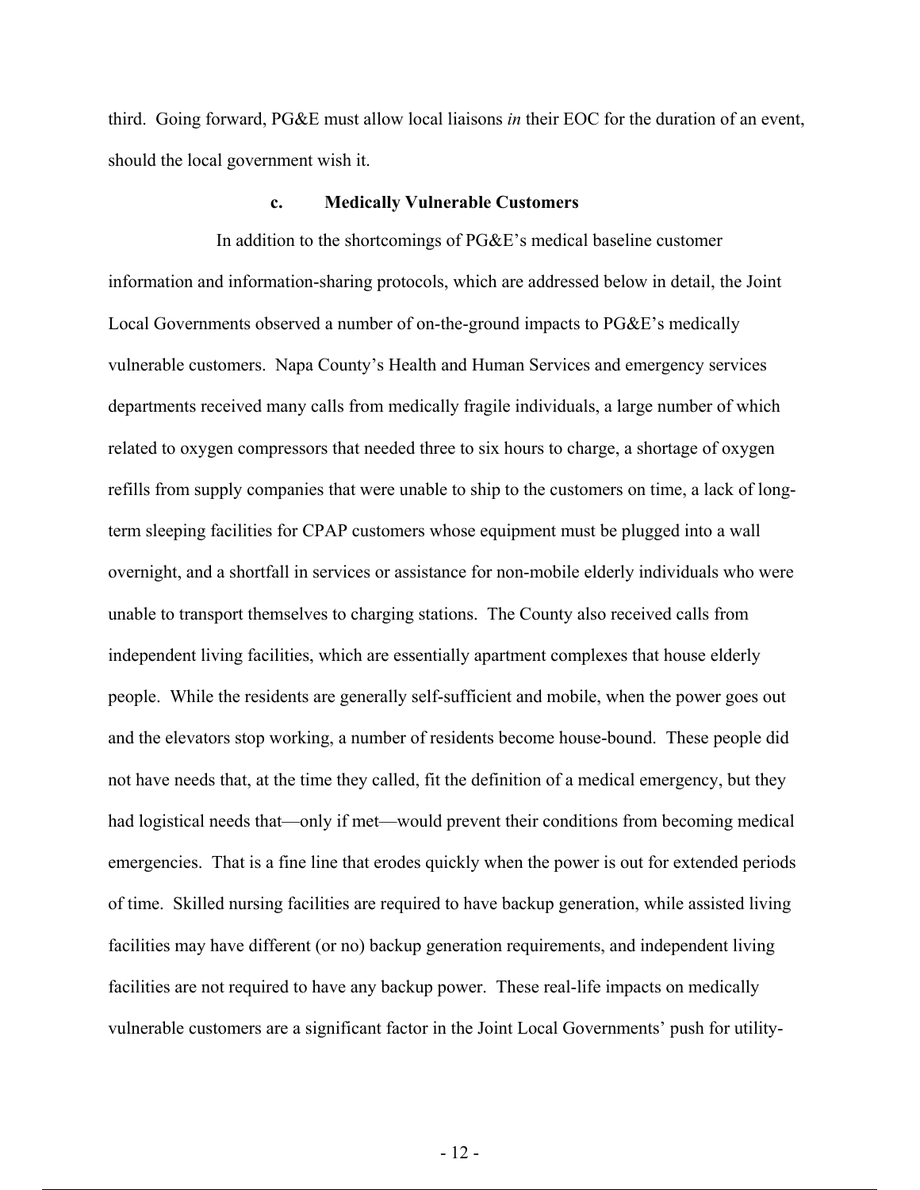third. Going forward, PG&E must allow local liaisons *in* their EOC for the duration of an event, should the local government wish it.

#### c. Medically Vulnerable Customers

In addition to the shortcomings of PG&E's medical baseline customer information and information-sharing protocols, which are addressed below in detail, the Joint Local Governments observed a number of on-the-ground impacts to PG&E's medically vulnerable customers. Napa County's Health and Human Services and emergency services departments received many calls from medically fragile individuals, a large number of which related to oxygen compressors that needed three to six hours to charge, a shortage of oxygen refills from supply companies that were unable to ship to the customers on time, a lack of long-term sleeping facilities for CPAP customers whose equipment must be plugged into a wall overnight, and a shortfall in services or assistance for non-mobile elderly individuals who were unable to transport themselves to charging stations. The County also received calls from independent living facilities, which are essentially apartment complexes that house elderly people. While the residents are generally self-sufficient and mobile, when the power goes out and the elevators stop working, a number of residents become house-bound. These people did not have needs that, at the time they called, fit the definition of a medical emergency, but they had logistical needs that—only if met—would prevent their conditions from becoming medical emergencies. That is a fine line that erodes quickly when the power is out for extended periods of time. Skilled nursing facilities are required to have backup generation, while assisted living facilities may have different (or no) backup generation requirements, and independent living facilities are not required to have any backup power. These real-life impacts on medically vulnerable customers are a significant factor in the Joint Local Governments' push for utility-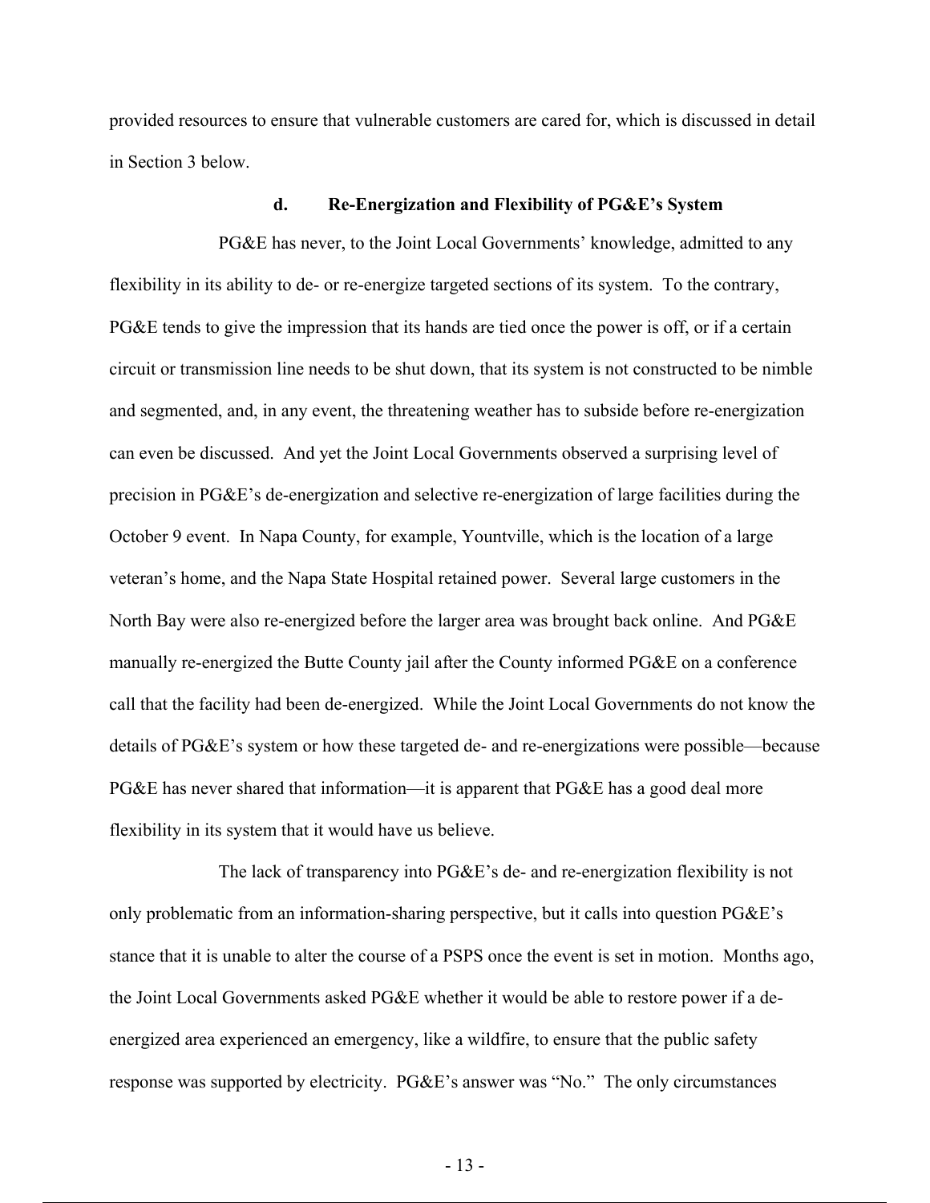provided resources to ensure that vulnerable customers are cared for, which is discussed in detail in Section 3 below.

**d. Re-Energization and Flexibility of PG&E's System**

PG&E has never, to the Joint Local Governments' knowledge, admitted to any flexibility in its ability to de- or re-energize targeted sections of its system. To the contrary, PG&E tends to give the impression that its hands are tied once the power is off, or if a certain circuit or transmission line needs to be shut down, that its system is not constructed to be nimble and segmented, and, in any event, the threatening weather has to subside before re-energization can even be discussed. And yet the Joint Local Governments observed a surprising level of precision in PG&E's de-energization and selective re-energization of large facilities during the October 9 event. In Napa County, for example, Yountville, which is the location of a large veteran's home, and the Napa State Hospital retained power. Several large customers in the North Bay were also re-energized before the larger area was brought back online. And PG&E manually re-energized the Butte County jail after the County informed PG&E on a conference call that the facility had been de-energized. While the Joint Local Governments do not know the details of PG&E's system or how these targeted de- and re-energizations were possible—because PG&E has never shared that information—it is apparent that PG&E has a good deal more flexibility in its system that it would have us believe.

The lack of transparency into PG&E's de- and re-energization flexibility is not only problematic from an information-sharing perspective, but it calls into question PG&E's stance that it is unable to alter the course of a PSPS once the event is set in motion. Months ago, the Joint Local Governments asked PG&E whether it would be able to restore power if a de-energized area experienced an emergency, like a wildfire, to ensure that the public safety response was supported by electricity. PG&E's answer was "No." The only circumstances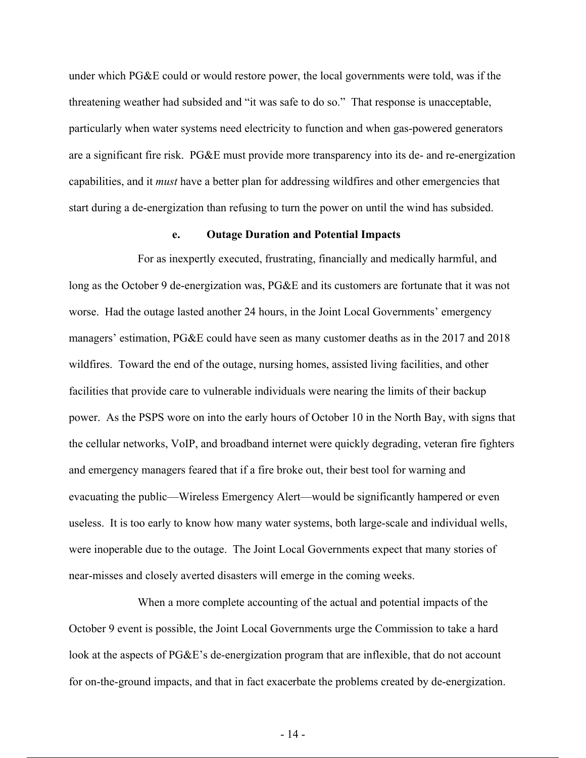under which PG&E could or would restore power, the local governments were told, was if the threatening weather had subsided and "it was safe to do so." That response is unacceptable, particularly when water systems need electricity to function and when gas-powered generators are a significant fire risk. PG&E must provide more transparency into its de- and re-energization capabilities, and it *must* have a better plan for addressing wildfires and other emergencies that start during a de-energization than refusing to turn the power on until the wind has subsided.

#### e. Outage Duration and Potential Impacts

For as inexpertly executed, frustrating, financially and medically harmful, and long as the October 9 de-energization was, PG&E and its customers are fortunate that it was not worse. Had the outage lasted another 24 hours, in the Joint Local Governments' emergency managers' estimation, PG&E could have seen as many customer deaths as in the 2017 and 2018 wildfires. Toward the end of the outage, nursing homes, assisted living facilities, and other facilities that provide care to vulnerable individuals were nearing the limits of their backup power. As the PSPS wore on into the early hours of October 10 in the North Bay, with signs that the cellular networks, VoIP, and broadband internet were quickly degrading, veteran fire fighters and emergency managers feared that if a fire broke out, their best tool for warning and evacuating the public—Wireless Emergency Alert—would be significantly hampered or even useless. It is too early to know how many water systems, both large-scale and individual wells, were inoperable due to the outage. The Joint Local Governments expect that many stories of near-misses and closely averted disasters will emerge in the coming weeks.

When a more complete accounting of the actual and potential impacts of the October 9 event is possible, the Joint Local Governments urge the Commission to take a hard look at the aspects of PG&E's de-energization program that are inflexible, that do not account for on-the-ground impacts, and that in fact exacerbate the problems created by de-energization.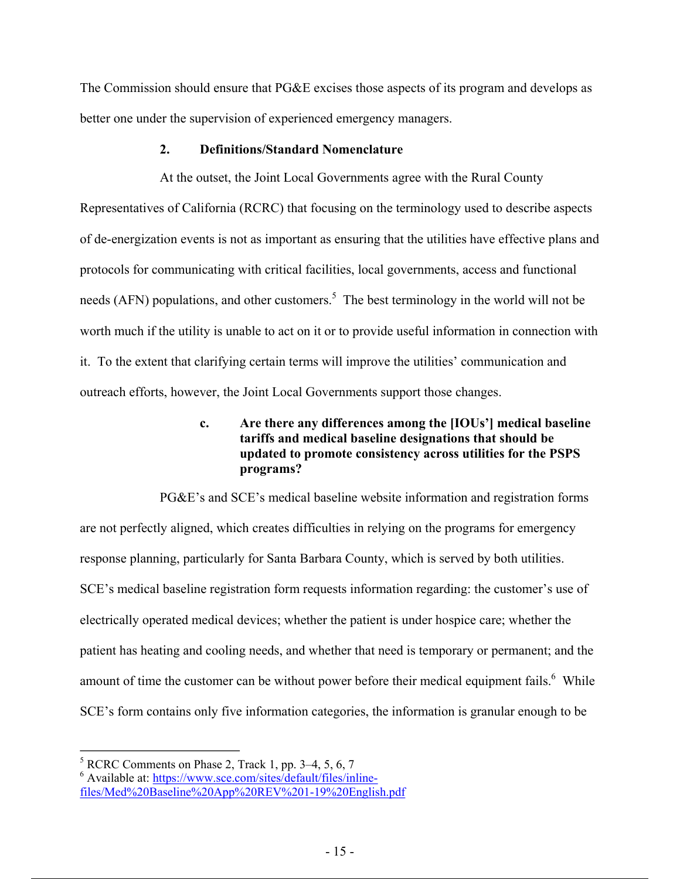The Commission should ensure that PG&E excises those aspects of its program and develops as better one under the supervision of experienced emergency managers.

### 2. Definitions/Standard Nomenclature

At the outset, the Joint Local Governments agree with the Rural County Representatives of California (RCRC) that focusing on the terminology used to describe aspects of de-energization events is not as important as ensuring that the utilities have effective plans and protocols for communicating with critical facilities, local governments, access and functional needs (AFN) populations, and other customers.[5] The best terminology in the world will not be worth much if the utility is unable to act on it or to provide useful information in connection with it. To the extent that clarifying certain terms will improve the utilities' communication and outreach efforts, however, the Joint Local Governments support those changes.

#### c. Are there any differences among the [IOUs'] medical baseline tariffs and medical baseline designations that should be updated to promote consistency across utilities for the PSPS programs?

PG&E's and SCE's medical baseline website information and registration forms are not perfectly aligned, which creates difficulties in relying on the programs for emergency response planning, particularly for Santa Barbara County, which is served by both utilities. SCE's medical baseline registration form requests information regarding: the customer's use of electrically operated medical devices; whether the patient is under hospice care; whether the patient has heating and cooling needs, and whether that need is temporary or permanent; and the amount of time the customer can be without power before their medical equipment fails.[6] While SCE's form contains only five information categories, the information is granular enough to be

---

[5] RCRC Comments on Phase 2, Track 1, pp. 3–4, 5, 6, 7

[6] Available at: https://www.sce.com/sites/default/files/inline-files/Med%20Baseline%20App%20REV%201-19%20English.pdf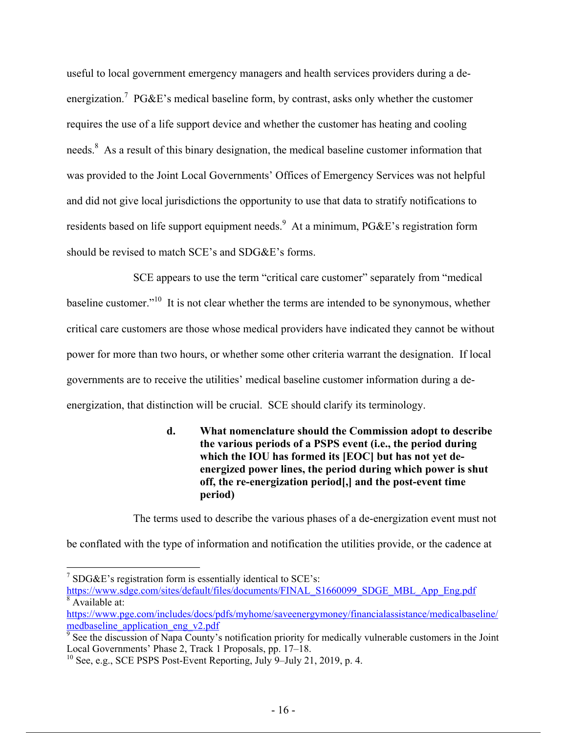useful to local government emergency managers and health services providers during a de-energization.[7] PG&E's medical baseline form, by contrast, asks only whether the customer requires the use of a life support device and whether the customer has heating and cooling needs.[8] As a result of this binary designation, the medical baseline customer information that was provided to the Joint Local Governments' Offices of Emergency Services was not helpful and did not give local jurisdictions the opportunity to use that data to stratify notifications to residents based on life support equipment needs.[9] At a minimum, PG&E's registration form should be revised to match SCE's and SDG&E's forms.

SCE appears to use the term "critical care customer" separately from "medical baseline customer."[10] It is not clear whether the terms are intended to be synonymous, whether critical care customers are those whose medical providers have indicated they cannot be without power for more than two hours, or whether some other criteria warrant the designation. If local governments are to receive the utilities' medical baseline customer information during a de-energization, that distinction will be crucial. SCE should clarify its terminology.

**d. What nomenclature should the Commission adopt to describe the various periods of a PSPS event (i.e., the period during which the IOU has formed its [EOC] but has not yet de-energized power lines, the period during which power is shut off, the re-energization period[,] and the post-event time period)**

The terms used to describe the various phases of a de-energization event must not be conflated with the type of information and notification the utilities provide, or the cadence at

---

[7] SDG&E's registration form is essentially identical to SCE's: https://www.sdge.com/sites/default/files/documents/FINAL_S1660099_SDGE_MBL_App_Eng.pdf

[8] Available at: https://www.pge.com/includes/docs/pdfs/myhome/saveenergymoney/financialassistance/medicalbaseline/medbaseline_application_eng_v2.pdf

[9] See the discussion of Napa County's notification priority for medically vulnerable customers in the Joint Local Governments' Phase 2, Track 1 Proposals, pp. 17–18.

[10] See, e.g., SCE PSPS Post-Event Reporting, July 9–July 21, 2019, p. 4.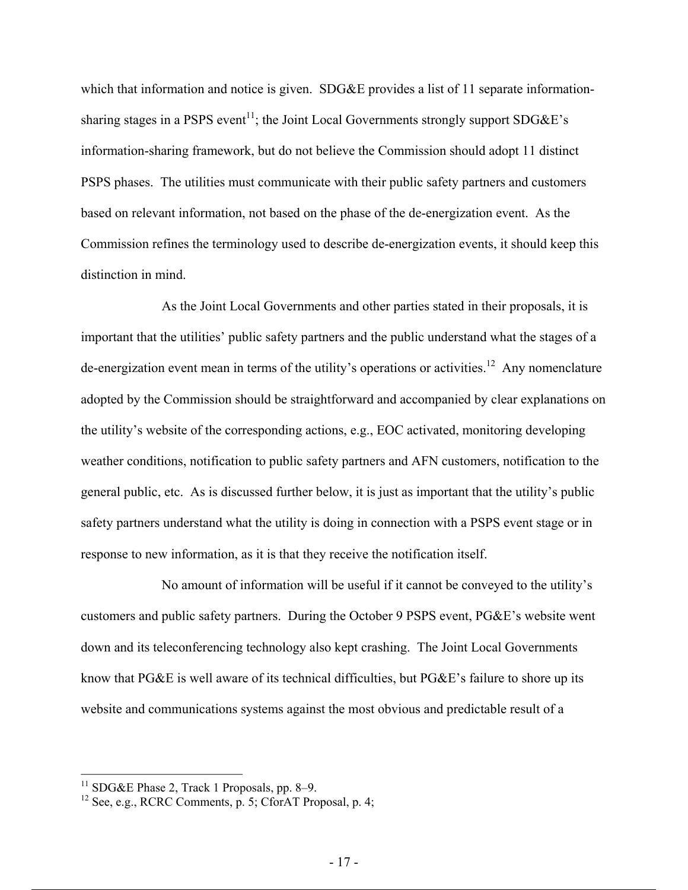which that information and notice is given. SDG&E provides a list of 11 separate information-sharing stages in a PSPS event[11]; the Joint Local Governments strongly support SDG&E's information-sharing framework, but do not believe the Commission should adopt 11 distinct PSPS phases. The utilities must communicate with their public safety partners and customers based on relevant information, not based on the phase of the de-energization event. As the Commission refines the terminology used to describe de-energization events, it should keep this distinction in mind.

As the Joint Local Governments and other parties stated in their proposals, it is important that the utilities' public safety partners and the public understand what the stages of a de-energization event mean in terms of the utility's operations or activities.[12] Any nomenclature adopted by the Commission should be straightforward and accompanied by clear explanations on the utility's website of the corresponding actions, e.g., EOC activated, monitoring developing weather conditions, notification to public safety partners and AFN customers, notification to the general public, etc. As is discussed further below, it is just as important that the utility's public safety partners understand what the utility is doing in connection with a PSPS event stage or in response to new information, as it is that they receive the notification itself.

No amount of information will be useful if it cannot be conveyed to the utility's customers and public safety partners. During the October 9 PSPS event, PG&E's website went down and its teleconferencing technology also kept crashing. The Joint Local Governments know that PG&E is well aware of its technical difficulties, but PG&E's failure to shore up its website and communications systems against the most obvious and predictable result of a

---

[11] SDG&E Phase 2, Track 1 Proposals, pp. 8–9.

[12] See, e.g., RCRC Comments, p. 5; CforAT Proposal, p. 4;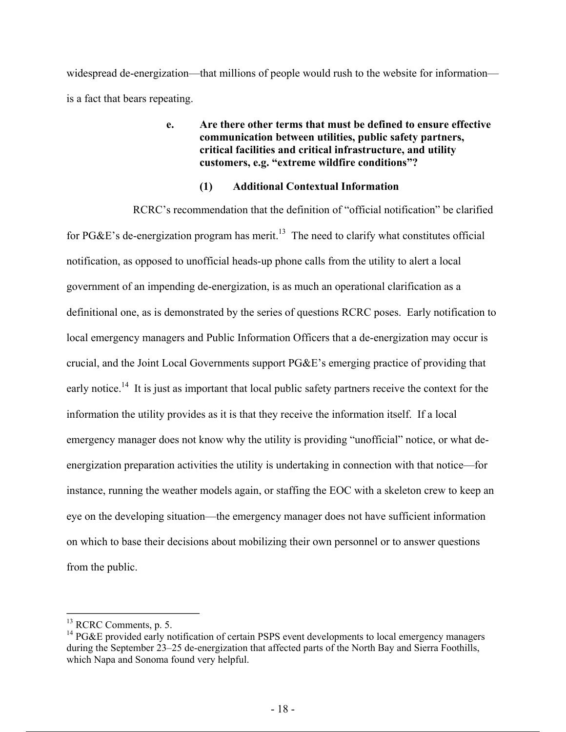widespread de-energization—that millions of people would rush to the website for information—is a fact that bears repeating.

#### e. Are there other terms that must be defined to ensure effective communication between utilities, public safety partners, critical facilities and critical infrastructure, and utility customers, e.g. "extreme wildfire conditions"?

##### (1) Additional Contextual Information

RCRC's recommendation that the definition of "official notification" be clarified for PG&E's de-energization program has merit.[13] The need to clarify what constitutes official notification, as opposed to unofficial heads-up phone calls from the utility to alert a local government of an impending de-energization, is as much an operational clarification as a definitional one, as is demonstrated by the series of questions RCRC poses. Early notification to local emergency managers and Public Information Officers that a de-energization may occur is crucial, and the Joint Local Governments support PG&E's emerging practice of providing that early notice.[14] It is just as important that local public safety partners receive the context for the information the utility provides as it is that they receive the information itself. If a local emergency manager does not know why the utility is providing "unofficial" notice, or what de-energization preparation activities the utility is undertaking in connection with that notice—for instance, running the weather models again, or staffing the EOC with a skeleton crew to keep an eye on the developing situation—the emergency manager does not have sufficient information on which to base their decisions about mobilizing their own personnel or to answer questions from the public.

---

[13] RCRC Comments, p. 5.

[14] PG&E provided early notification of certain PSPS event developments to local emergency managers during the September 23–25 de-energization that affected parts of the North Bay and Sierra Foothills, which Napa and Sonoma found very helpful.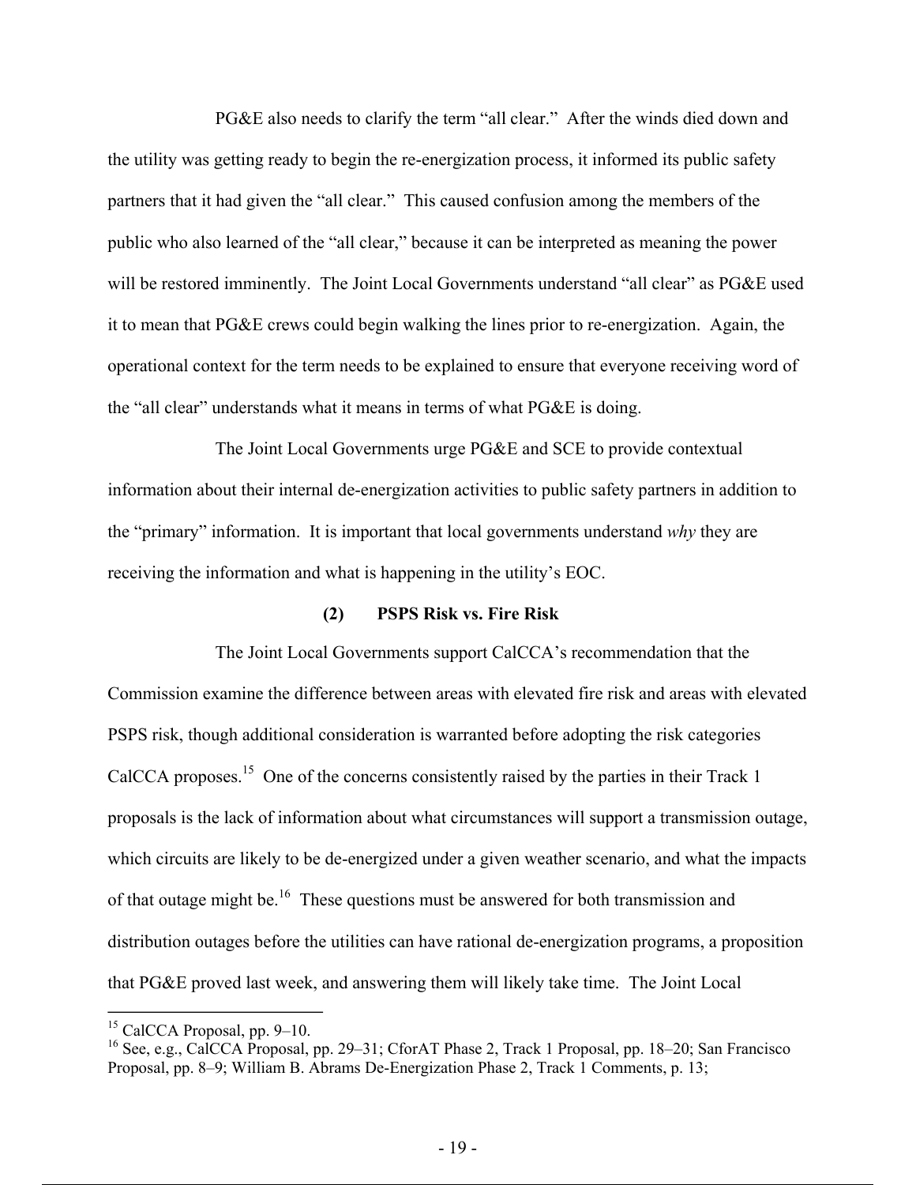PG&E also needs to clarify the term "all clear." After the winds died down and the utility was getting ready to begin the re-energization process, it informed its public safety partners that it had given the "all clear." This caused confusion among the members of the public who also learned of the "all clear," because it can be interpreted as meaning the power will be restored imminently. The Joint Local Governments understand "all clear" as PG&E used it to mean that PG&E crews could begin walking the lines prior to re-energization. Again, the operational context for the term needs to be explained to ensure that everyone receiving word of the "all clear" understands what it means in terms of what PG&E is doing.

The Joint Local Governments urge PG&E and SCE to provide contextual information about their internal de-energization activities to public safety partners in addition to the "primary" information. It is important that local governments understand *why* they are receiving the information and what is happening in the utility's EOC.

**(2) PSPS Risk vs. Fire Risk**

The Joint Local Governments support CalCCA's recommendation that the Commission examine the difference between areas with elevated fire risk and areas with elevated PSPS risk, though additional consideration is warranted before adopting the risk categories CalCCA proposes.[15] One of the concerns consistently raised by the parties in their Track 1 proposals is the lack of information about what circumstances will support a transmission outage, which circuits are likely to be de-energized under a given weather scenario, and what the impacts of that outage might be.[16] These questions must be answered for both transmission and distribution outages before the utilities can have rational de-energization programs, a proposition that PG&E proved last week, and answering them will likely take time. The Joint Local

---

[15] CalCCA Proposal, pp. 9–10.

[16] See, e.g., CalCCA Proposal, pp. 29–31; CforAT Phase 2, Track 1 Proposal, pp. 18–20; San Francisco Proposal, pp. 8–9; William B. Abrams De-Energization Phase 2, Track 1 Comments, p. 13;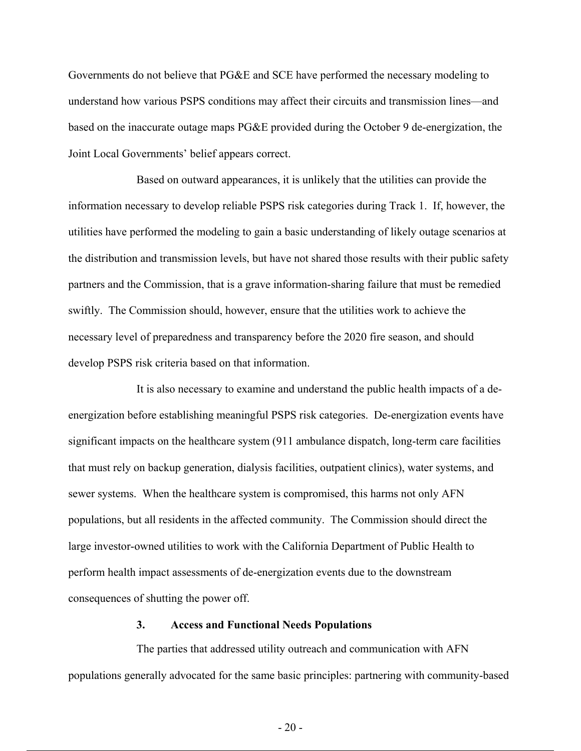Governments do not believe that PG&E and SCE have performed the necessary modeling to understand how various PSPS conditions may affect their circuits and transmission lines—and based on the inaccurate outage maps PG&E provided during the October 9 de-energization, the Joint Local Governments' belief appears correct.

Based on outward appearances, it is unlikely that the utilities can provide the information necessary to develop reliable PSPS risk categories during Track 1. If, however, the utilities have performed the modeling to gain a basic understanding of likely outage scenarios at the distribution and transmission levels, but have not shared those results with their public safety partners and the Commission, that is a grave information-sharing failure that must be remedied swiftly. The Commission should, however, ensure that the utilities work to achieve the necessary level of preparedness and transparency before the 2020 fire season, and should develop PSPS risk criteria based on that information.

It is also necessary to examine and understand the public health impacts of a de-energization before establishing meaningful PSPS risk categories. De-energization events have significant impacts on the healthcare system (911 ambulance dispatch, long-term care facilities that must rely on backup generation, dialysis facilities, outpatient clinics), water systems, and sewer systems. When the healthcare system is compromised, this harms not only AFN populations, but all residents in the affected community. The Commission should direct the large investor-owned utilities to work with the California Department of Public Health to perform health impact assessments of de-energization events due to the downstream consequences of shutting the power off.

### 3. Access and Functional Needs Populations

The parties that addressed utility outreach and communication with AFN populations generally advocated for the same basic principles: partnering with community-based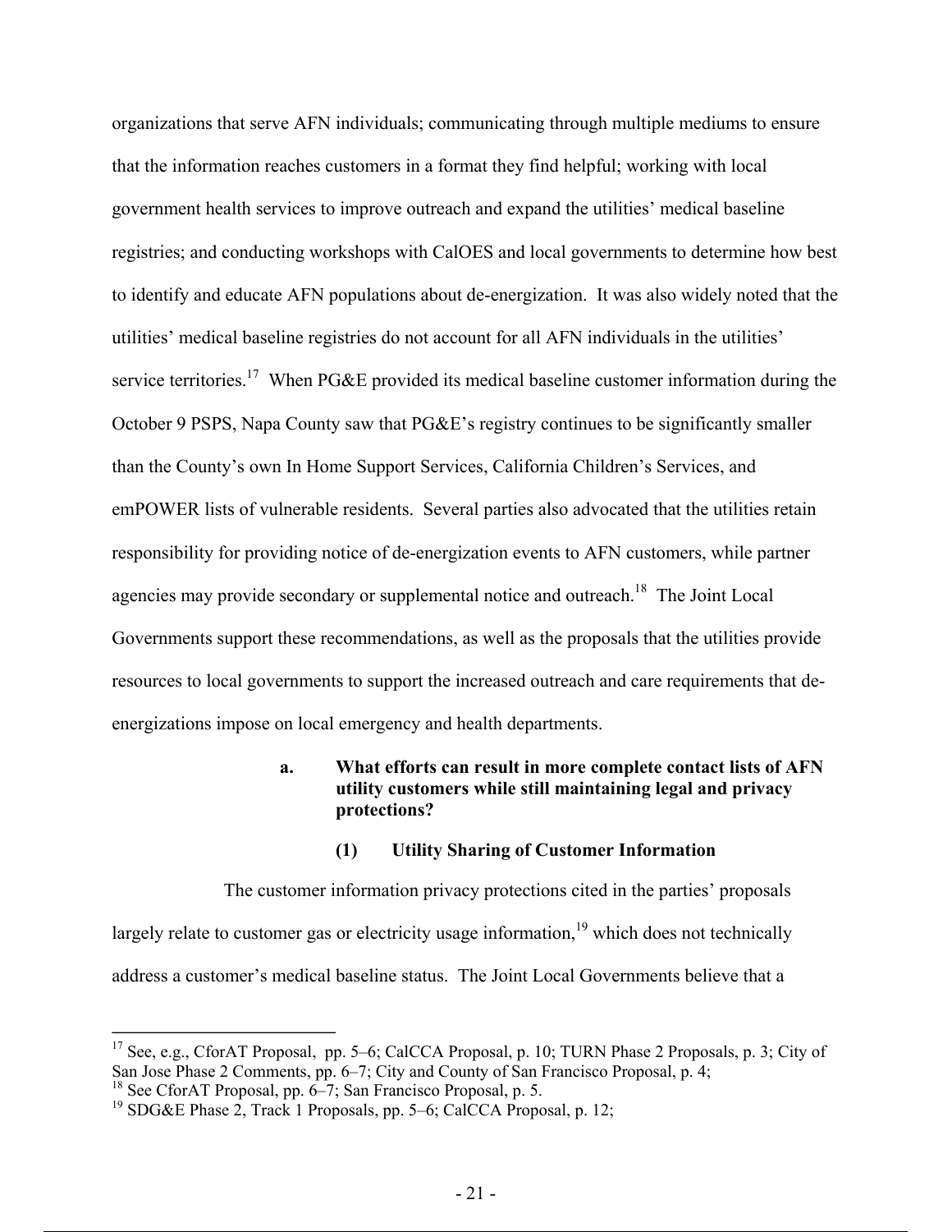organizations that serve AFN individuals; communicating through multiple mediums to ensure that the information reaches customers in a format they find helpful; working with local government health services to improve outreach and expand the utilities' medical baseline registries; and conducting workshops with CalOES and local governments to determine how best to identify and educate AFN populations about de-energization. It was also widely noted that the utilities' medical baseline registries do not account for all AFN individuals in the utilities' service territories.[17] When PG&E provided its medical baseline customer information during the October 9 PSPS, Napa County saw that PG&E's registry continues to be significantly smaller than the County's own In Home Support Services, California Children's Services, and emPOWER lists of vulnerable residents. Several parties also advocated that the utilities retain responsibility for providing notice of de-energization events to AFN customers, while partner agencies may provide secondary or supplemental notice and outreach.[18] The Joint Local Governments support these recommendations, as well as the proposals that the utilities provide resources to local governments to support the increased outreach and care requirements that de-energizations impose on local emergency and health departments.

**a. What efforts can result in more complete contact lists of AFN utility customers while still maintaining legal and privacy protections?**

**(1) Utility Sharing of Customer Information**

The customer information privacy protections cited in the parties' proposals largely relate to customer gas or electricity usage information,[19] which does not technically address a customer's medical baseline status. The Joint Local Governments believe that a

[17] See, e.g., CforAT Proposal, pp. 5–6; CalCCA Proposal, p. 10; TURN Phase 2 Proposals, p. 3; City of San Jose Phase 2 Comments, pp. 6–7; City and County of San Francisco Proposal, p. 4;

[18] See CforAT Proposal, pp. 6–7; San Francisco Proposal, p. 5.

[19] SDG&E Phase 2, Track 1 Proposals, pp. 5–6; CalCCA Proposal, p. 12;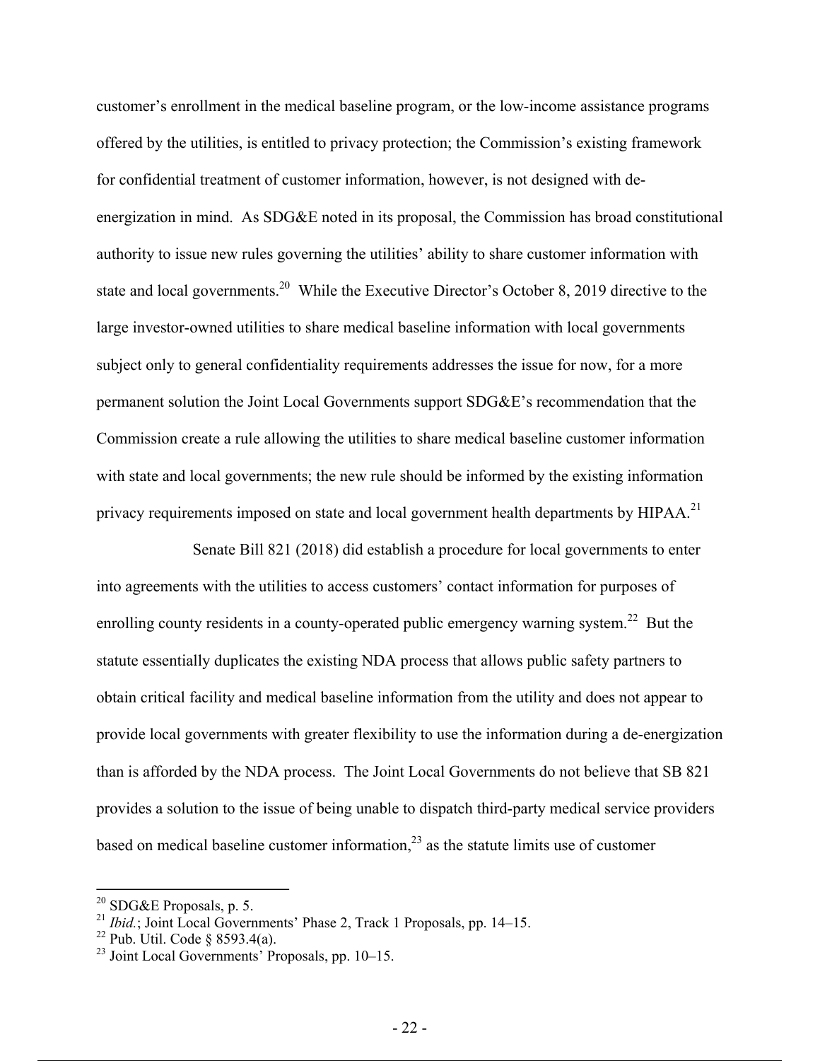customer's enrollment in the medical baseline program, or the low-income assistance programs offered by the utilities, is entitled to privacy protection; the Commission's existing framework for confidential treatment of customer information, however, is not designed with de-energization in mind. As SDG&E noted in its proposal, the Commission has broad constitutional authority to issue new rules governing the utilities' ability to share customer information with state and local governments.[20] While the Executive Director's October 8, 2019 directive to the large investor-owned utilities to share medical baseline information with local governments subject only to general confidentiality requirements addresses the issue for now, for a more permanent solution the Joint Local Governments support SDG&E's recommendation that the Commission create a rule allowing the utilities to share medical baseline customer information with state and local governments; the new rule should be informed by the existing information privacy requirements imposed on state and local government health departments by HIPAA.[21]

Senate Bill 821 (2018) did establish a procedure for local governments to enter into agreements with the utilities to access customers' contact information for purposes of enrolling county residents in a county-operated public emergency warning system.[22] But the statute essentially duplicates the existing NDA process that allows public safety partners to obtain critical facility and medical baseline information from the utility and does not appear to provide local governments with greater flexibility to use the information during a de-energization than is afforded by the NDA process. The Joint Local Governments do not believe that SB 821 provides a solution to the issue of being unable to dispatch third-party medical service providers based on medical baseline customer information,[23] as the statute limits use of customer

---

[20] SDG&E Proposals, p. 5.

[21] *Ibid.*; Joint Local Governments' Phase 2, Track 1 Proposals, pp. 14–15.

[22] Pub. Util. Code § 8593.4(a).

[23] Joint Local Governments' Proposals, pp. 10–15.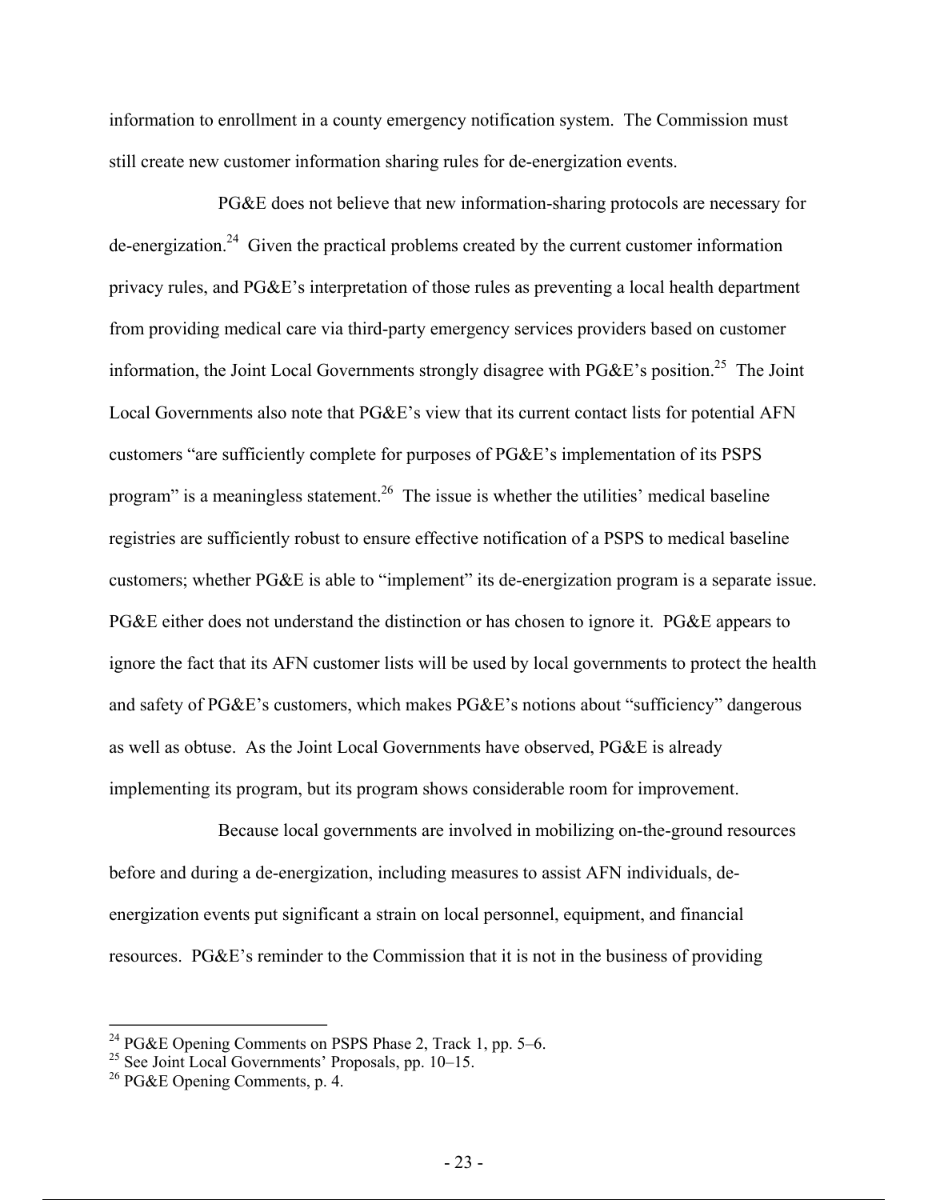information to enrollment in a county emergency notification system. The Commission must still create new customer information sharing rules for de-energization events.

PG&E does not believe that new information-sharing protocols are necessary for de-energization.[24] Given the practical problems created by the current customer information privacy rules, and PG&E's interpretation of those rules as preventing a local health department from providing medical care via third-party emergency services providers based on customer information, the Joint Local Governments strongly disagree with PG&E's position.[25] The Joint Local Governments also note that PG&E's view that its current contact lists for potential AFN customers "are sufficiently complete for purposes of PG&E's implementation of its PSPS program" is a meaningless statement.[26] The issue is whether the utilities' medical baseline registries are sufficiently robust to ensure effective notification of a PSPS to medical baseline customers; whether PG&E is able to "implement" its de-energization program is a separate issue. PG&E either does not understand the distinction or has chosen to ignore it. PG&E appears to ignore the fact that its AFN customer lists will be used by local governments to protect the health and safety of PG&E's customers, which makes PG&E's notions about "sufficiency" dangerous as well as obtuse. As the Joint Local Governments have observed, PG&E is already implementing its program, but its program shows considerable room for improvement.

Because local governments are involved in mobilizing on-the-ground resources before and during a de-energization, including measures to assist AFN individuals, de-energization events put significant a strain on local personnel, equipment, and financial resources. PG&E's reminder to the Commission that it is not in the business of providing

[24] PG&E Opening Comments on PSPS Phase 2, Track 1, pp. 5–6.

[25] See Joint Local Governments' Proposals, pp. 10–15.

[26] PG&E Opening Comments, p. 4.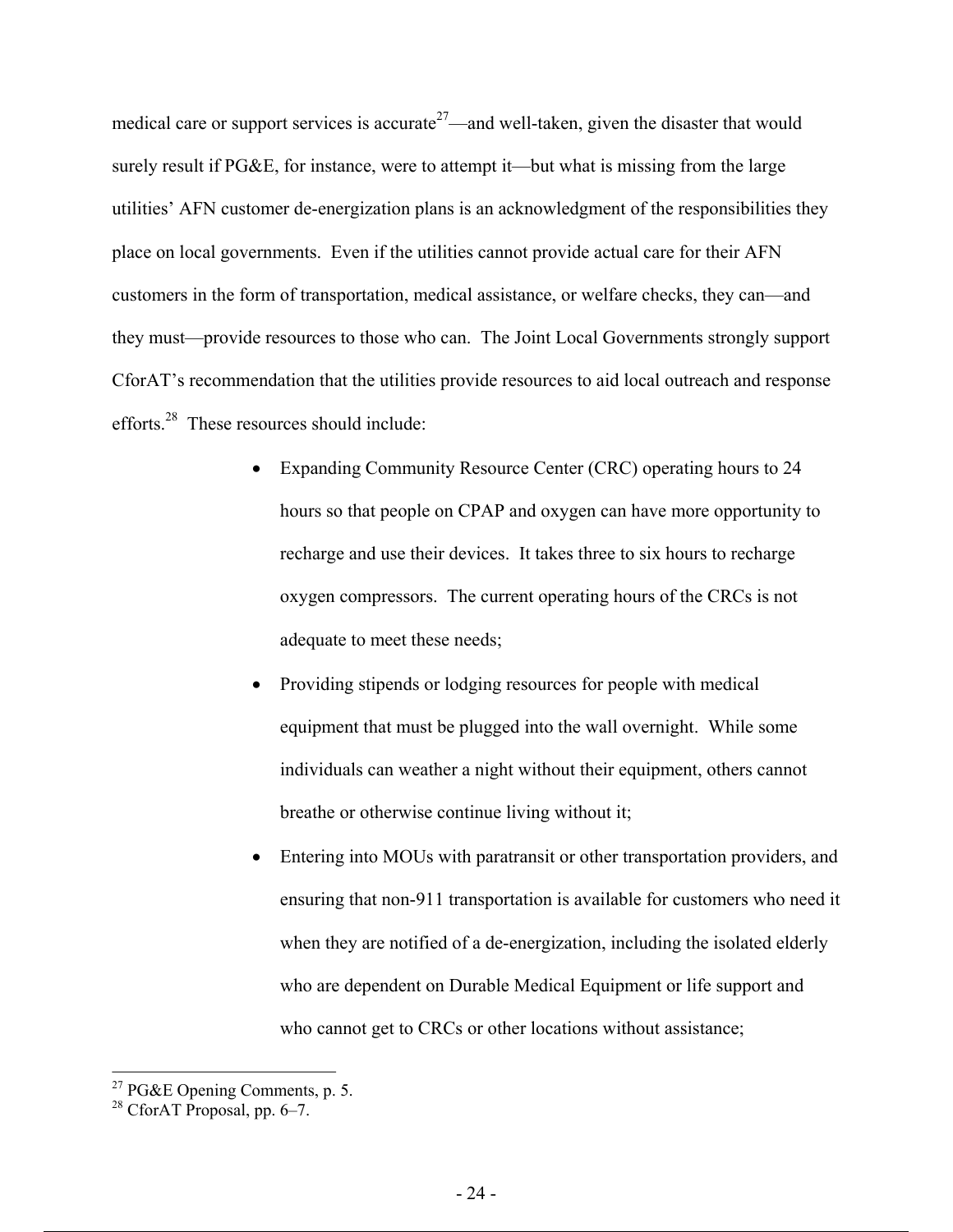medical care or support services is accurate[27]—and well-taken, given the disaster that would surely result if PG&E, for instance, were to attempt it—but what is missing from the large utilities' AFN customer de-energization plans is an acknowledgment of the responsibilities they place on local governments. Even if the utilities cannot provide actual care for their AFN customers in the form of transportation, medical assistance, or welfare checks, they can—and they must—provide resources to those who can. The Joint Local Governments strongly support CforAT's recommendation that the utilities provide resources to aid local outreach and response efforts.[28] These resources should include:

- Expanding Community Resource Center (CRC) operating hours to 24 hours so that people on CPAP and oxygen can have more opportunity to recharge and use their devices. It takes three to six hours to recharge oxygen compressors. The current operating hours of the CRCs is not adequate to meet these needs;
- Providing stipends or lodging resources for people with medical equipment that must be plugged into the wall overnight. While some individuals can weather a night without their equipment, others cannot breathe or otherwise continue living without it;
- Entering into MOUs with paratransit or other transportation providers, and ensuring that non-911 transportation is available for customers who need it when they are notified of a de-energization, including the isolated elderly who are dependent on Durable Medical Equipment or life support and who cannot get to CRCs or other locations without assistance;

---

[27] PG&E Opening Comments, p. 5.
[28] CforAT Proposal, pp. 6–7.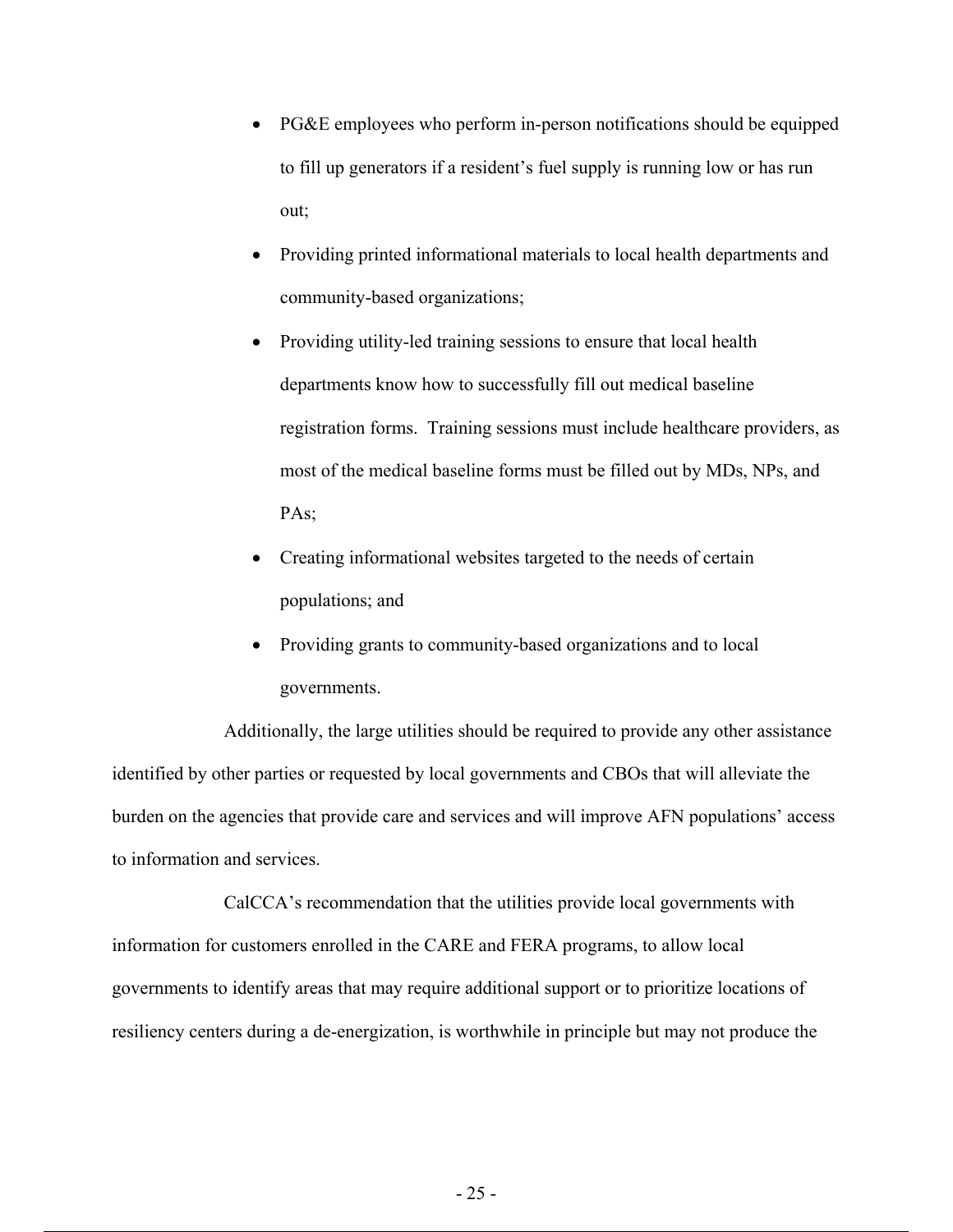- PG&E employees who perform in-person notifications should be equipped to fill up generators if a resident's fuel supply is running low or has run out;
- Providing printed informational materials to local health departments and community-based organizations;
- Providing utility-led training sessions to ensure that local health departments know how to successfully fill out medical baseline registration forms. Training sessions must include healthcare providers, as most of the medical baseline forms must be filled out by MDs, NPs, and PAs;
- Creating informational websites targeted to the needs of certain populations; and
- Providing grants to community-based organizations and to local governments.

Additionally, the large utilities should be required to provide any other assistance identified by other parties or requested by local governments and CBOs that will alleviate the burden on the agencies that provide care and services and will improve AFN populations' access to information and services.

CalCCA's recommendation that the utilities provide local governments with information for customers enrolled in the CARE and FERA programs, to allow local governments to identify areas that may require additional support or to prioritize locations of resiliency centers during a de-energization, is worthwhile in principle but may not produce the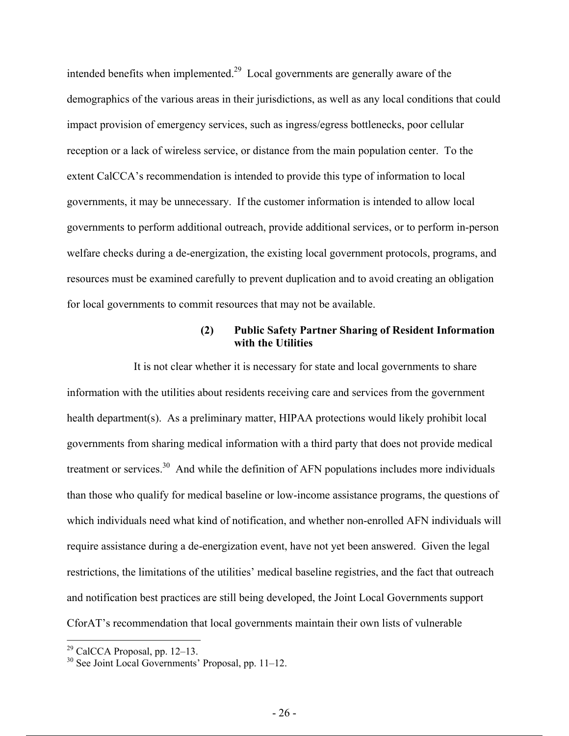intended benefits when implemented.[29] Local governments are generally aware of the demographics of the various areas in their jurisdictions, as well as any local conditions that could impact provision of emergency services, such as ingress/egress bottlenecks, poor cellular reception or a lack of wireless service, or distance from the main population center. To the extent CalCCA's recommendation is intended to provide this type of information to local governments, it may be unnecessary. If the customer information is intended to allow local governments to perform additional outreach, provide additional services, or to perform in-person welfare checks during a de-energization, the existing local government protocols, programs, and resources must be examined carefully to prevent duplication and to avoid creating an obligation for local governments to commit resources that may not be available.

#### (2) Public Safety Partner Sharing of Resident Information with the Utilities

It is not clear whether it is necessary for state and local governments to share information with the utilities about residents receiving care and services from the government health department(s). As a preliminary matter, HIPAA protections would likely prohibit local governments from sharing medical information with a third party that does not provide medical treatment or services.[30] And while the definition of AFN populations includes more individuals than those who qualify for medical baseline or low-income assistance programs, the questions of which individuals need what kind of notification, and whether non-enrolled AFN individuals will require assistance during a de-energization event, have not yet been answered. Given the legal restrictions, the limitations of the utilities' medical baseline registries, and the fact that outreach and notification best practices are still being developed, the Joint Local Governments support CforAT's recommendation that local governments maintain their own lists of vulnerable

---

[29] CalCCA Proposal, pp. 12–13.

[30] See Joint Local Governments' Proposal, pp. 11–12.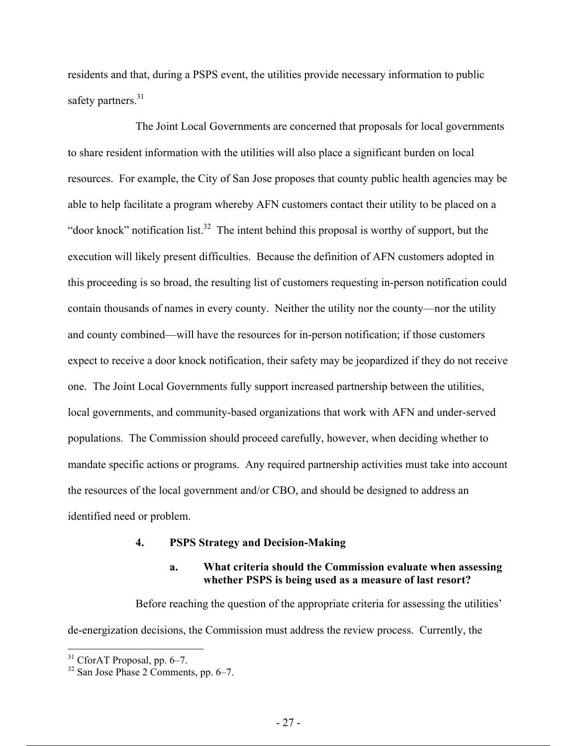residents and that, during a PSPS event, the utilities provide necessary information to public safety partners.[31]

The Joint Local Governments are concerned that proposals for local governments to share resident information with the utilities will also place a significant burden on local resources. For example, the City of San Jose proposes that county public health agencies may be able to help facilitate a program whereby AFN customers contact their utility to be placed on a "door knock" notification list.[32] The intent behind this proposal is worthy of support, but the execution will likely present difficulties. Because the definition of AFN customers adopted in this proceeding is so broad, the resulting list of customers requesting in-person notification could contain thousands of names in every county. Neither the utility nor the county—nor the utility and county combined—will have the resources for in-person notification; if those customers expect to receive a door knock notification, their safety may be jeopardized if they do not receive one. The Joint Local Governments fully support increased partnership between the utilities, local governments, and community-based organizations that work with AFN and under-served populations. The Commission should proceed carefully, however, when deciding whether to mandate specific actions or programs. Any required partnership activities must take into account the resources of the local government and/or CBO, and should be designed to address an identified need or problem.

### 4. PSPS Strategy and Decision-Making

#### a. What criteria should the Commission evaluate when assessing whether PSPS is being used as a measure of last resort?

Before reaching the question of the appropriate criteria for assessing the utilities' de-energization decisions, the Commission must address the review process. Currently, the

[31] CforAT Proposal, pp. 6–7.

[32] San Jose Phase 2 Comments, pp. 6–7.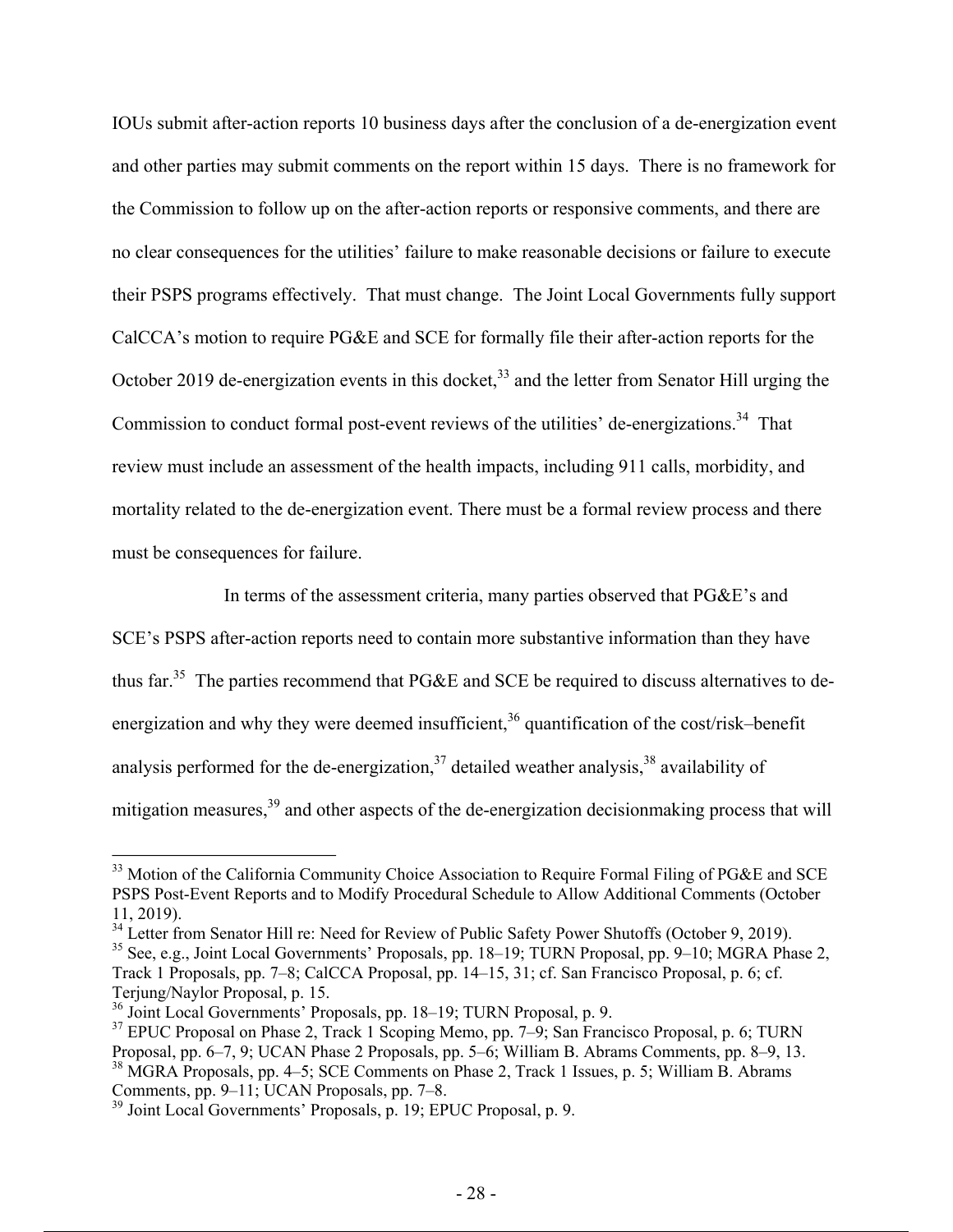IOUs submit after-action reports 10 business days after the conclusion of a de-energization event and other parties may submit comments on the report within 15 days. There is no framework for the Commission to follow up on the after-action reports or responsive comments, and there are no clear consequences for the utilities' failure to make reasonable decisions or failure to execute their PSPS programs effectively. That must change. The Joint Local Governments fully support CalCCA's motion to require PG&E and SCE for formally file their after-action reports for the October 2019 de-energization events in this docket,[33] and the letter from Senator Hill urging the Commission to conduct formal post-event reviews of the utilities' de-energizations.[34] That review must include an assessment of the health impacts, including 911 calls, morbidity, and mortality related to the de-energization event. There must be a formal review process and there must be consequences for failure.

In terms of the assessment criteria, many parties observed that PG&E's and SCE's PSPS after-action reports need to contain more substantive information than they have thus far.[35] The parties recommend that PG&E and SCE be required to discuss alternatives to de-energization and why they were deemed insufficient,[36] quantification of the cost/risk–benefit analysis performed for the de-energization,[37] detailed weather analysis,[38] availability of mitigation measures,[39] and other aspects of the de-energization decisionmaking process that will

---

[33] Motion of the California Community Choice Association to Require Formal Filing of PG&E and SCE PSPS Post-Event Reports and to Modify Procedural Schedule to Allow Additional Comments (October 11, 2019).

[34] Letter from Senator Hill re: Need for Review of Public Safety Power Shutoffs (October 9, 2019).

[35] See, e.g., Joint Local Governments' Proposals, pp. 18–19; TURN Proposal, pp. 9–10; MGRA Phase 2, Track 1 Proposals, pp. 7–8; CalCCA Proposal, pp. 14–15, 31; cf. San Francisco Proposal, p. 6; cf. Terjung/Naylor Proposal, p. 15.

[36] Joint Local Governments' Proposals, pp. 18–19; TURN Proposal, p. 9.

[37] EPUC Proposal on Phase 2, Track 1 Scoping Memo, pp. 7–9; San Francisco Proposal, p. 6; TURN Proposal, pp. 6–7, 9; UCAN Phase 2 Proposals, pp. 5–6; William B. Abrams Comments, pp. 8–9, 13.

[38] MGRA Proposals, pp. 4–5; SCE Comments on Phase 2, Track 1 Issues, p. 5; William B. Abrams Comments, pp. 9–11; UCAN Proposals, pp. 7–8.

[39] Joint Local Governments' Proposals, p. 19; EPUC Proposal, p. 9.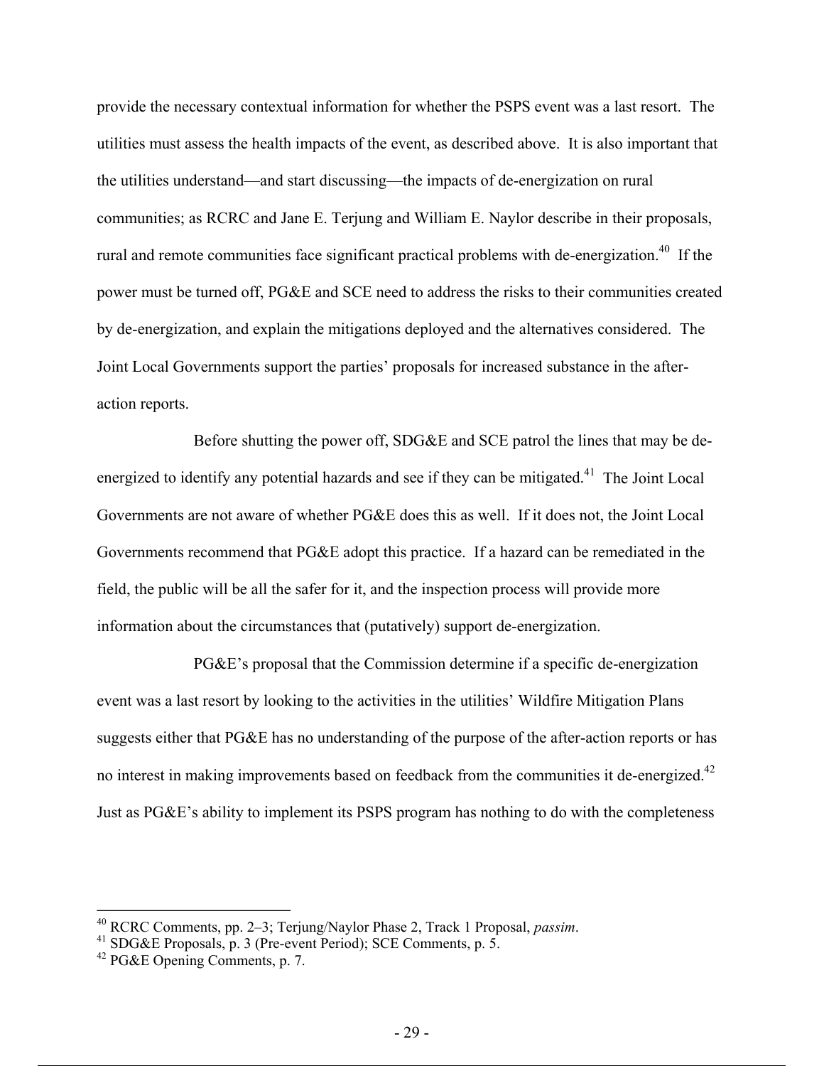provide the necessary contextual information for whether the PSPS event was a last resort. The utilities must assess the health impacts of the event, as described above. It is also important that the utilities understand—and start discussing—the impacts of de-energization on rural communities; as RCRC and Jane E. Terjung and William E. Naylor describe in their proposals, rural and remote communities face significant practical problems with de-energization.[40] If the power must be turned off, PG&E and SCE need to address the risks to their communities created by de-energization, and explain the mitigations deployed and the alternatives considered. The Joint Local Governments support the parties' proposals for increased substance in the after-action reports.

Before shutting the power off, SDG&E and SCE patrol the lines that may be de-energized to identify any potential hazards and see if they can be mitigated.[41] The Joint Local Governments are not aware of whether PG&E does this as well. If it does not, the Joint Local Governments recommend that PG&E adopt this practice. If a hazard can be remediated in the field, the public will be all the safer for it, and the inspection process will provide more information about the circumstances that (putatively) support de-energization.

PG&E's proposal that the Commission determine if a specific de-energization event was a last resort by looking to the activities in the utilities' Wildfire Mitigation Plans suggests either that PG&E has no understanding of the purpose of the after-action reports or has no interest in making improvements based on feedback from the communities it de-energized.[42] Just as PG&E's ability to implement its PSPS program has nothing to do with the completeness

---

[40] RCRC Comments, pp. 2–3; Terjung/Naylor Phase 2, Track 1 Proposal, *passim*.

[41] SDG&E Proposals, p. 3 (Pre-event Period); SCE Comments, p. 5.

[42] PG&E Opening Comments, p. 7.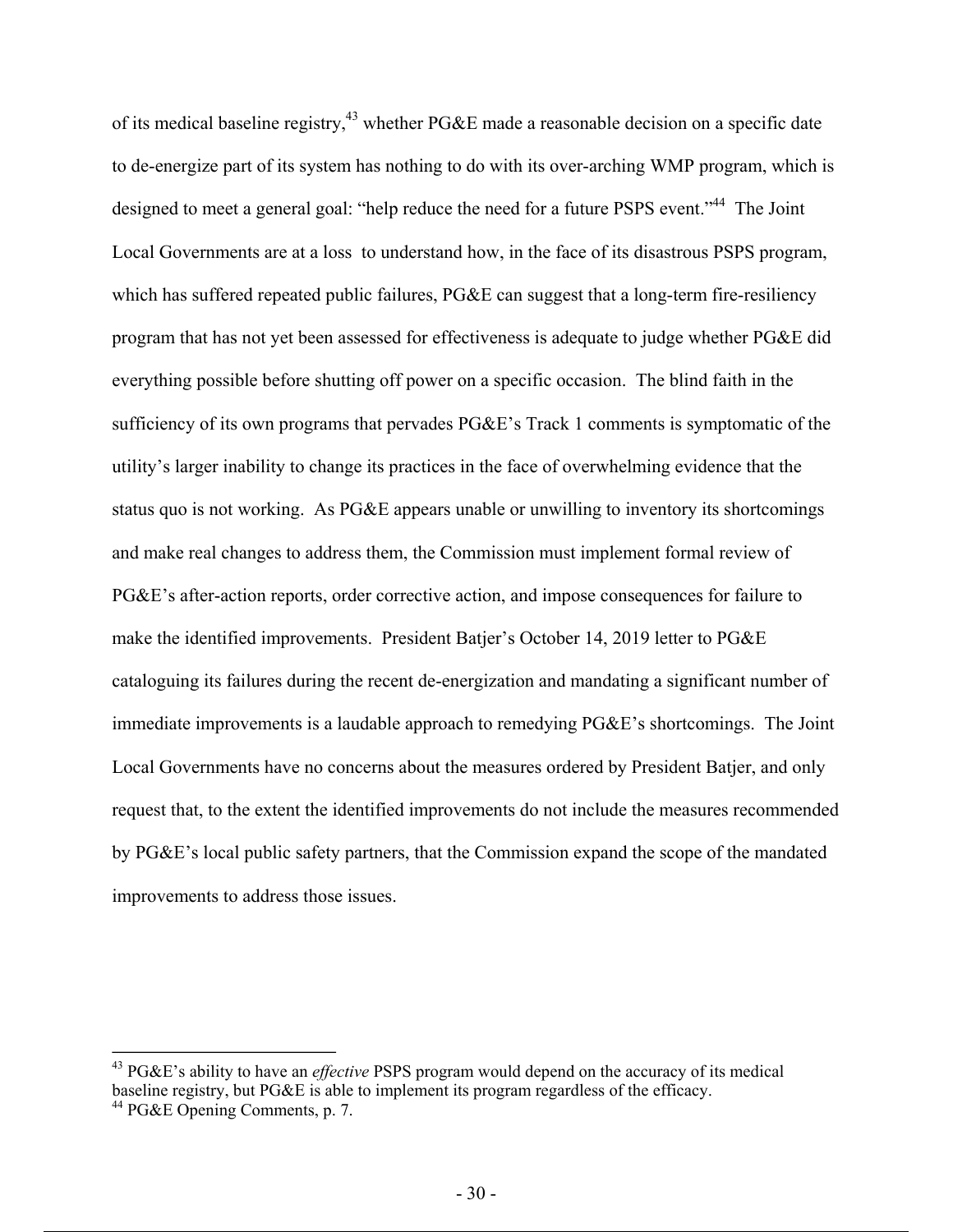of its medical baseline registry,[43] whether PG&E made a reasonable decision on a specific date to de-energize part of its system has nothing to do with its over-arching WMP program, which is designed to meet a general goal: "help reduce the need for a future PSPS event."[44] The Joint Local Governments are at a loss to understand how, in the face of its disastrous PSPS program, which has suffered repeated public failures, PG&E can suggest that a long-term fire-resiliency program that has not yet been assessed for effectiveness is adequate to judge whether PG&E did everything possible before shutting off power on a specific occasion. The blind faith in the sufficiency of its own programs that pervades PG&E's Track 1 comments is symptomatic of the utility's larger inability to change its practices in the face of overwhelming evidence that the status quo is not working. As PG&E appears unable or unwilling to inventory its shortcomings and make real changes to address them, the Commission must implement formal review of PG&E's after-action reports, order corrective action, and impose consequences for failure to make the identified improvements. President Batjer's October 14, 2019 letter to PG&E cataloguing its failures during the recent de-energization and mandating a significant number of immediate improvements is a laudable approach to remedying PG&E's shortcomings. The Joint Local Governments have no concerns about the measures ordered by President Batjer, and only request that, to the extent the identified improvements do not include the measures recommended by PG&E's local public safety partners, that the Commission expand the scope of the mandated improvements to address those issues.

---

[43] PG&E's ability to have an *effective* PSPS program would depend on the accuracy of its medical baseline registry, but PG&E is able to implement its program regardless of the efficacy.

[44] PG&E Opening Comments, p. 7.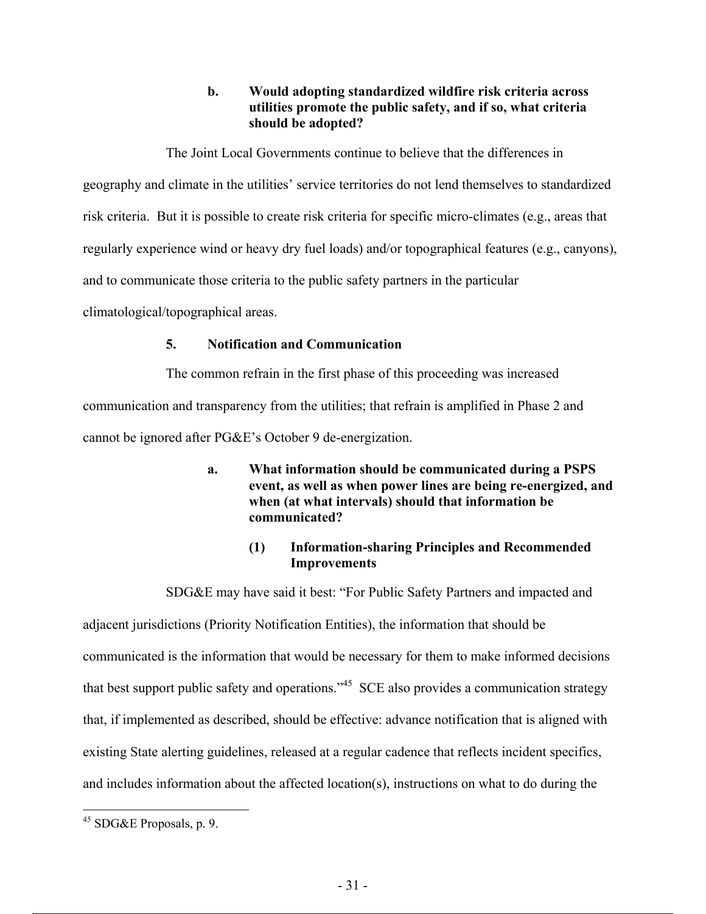**b. Would adopting standardized wildfire risk criteria across utilities promote the public safety, and if so, what criteria should be adopted?**

The Joint Local Governments continue to believe that the differences in geography and climate in the utilities' service territories do not lend themselves to standardized risk criteria. But it is possible to create risk criteria for specific micro-climates (e.g., areas that regularly experience wind or heavy dry fuel loads) and/or topographical features (e.g., canyons), and to communicate those criteria to the public safety partners in the particular climatological/topographical areas.

**5. Notification and Communication**

The common refrain in the first phase of this proceeding was increased communication and transparency from the utilities; that refrain is amplified in Phase 2 and cannot be ignored after PG&E's October 9 de-energization.

**a. What information should be communicated during a PSPS event, as well as when power lines are being re-energized, and when (at what intervals) should that information be communicated?**

**(1) Information-sharing Principles and Recommended Improvements**

SDG&E may have said it best: "For Public Safety Partners and impacted and adjacent jurisdictions (Priority Notification Entities), the information that should be communicated is the information that would be necessary for them to make informed decisions that best support public safety and operations."[45] SCE also provides a communication strategy that, if implemented as described, should be effective: advance notification that is aligned with existing State alerting guidelines, released at a regular cadence that reflects incident specifics, and includes information about the affected location(s), instructions on what to do during the

---

[45] SDG&E Proposals, p. 9.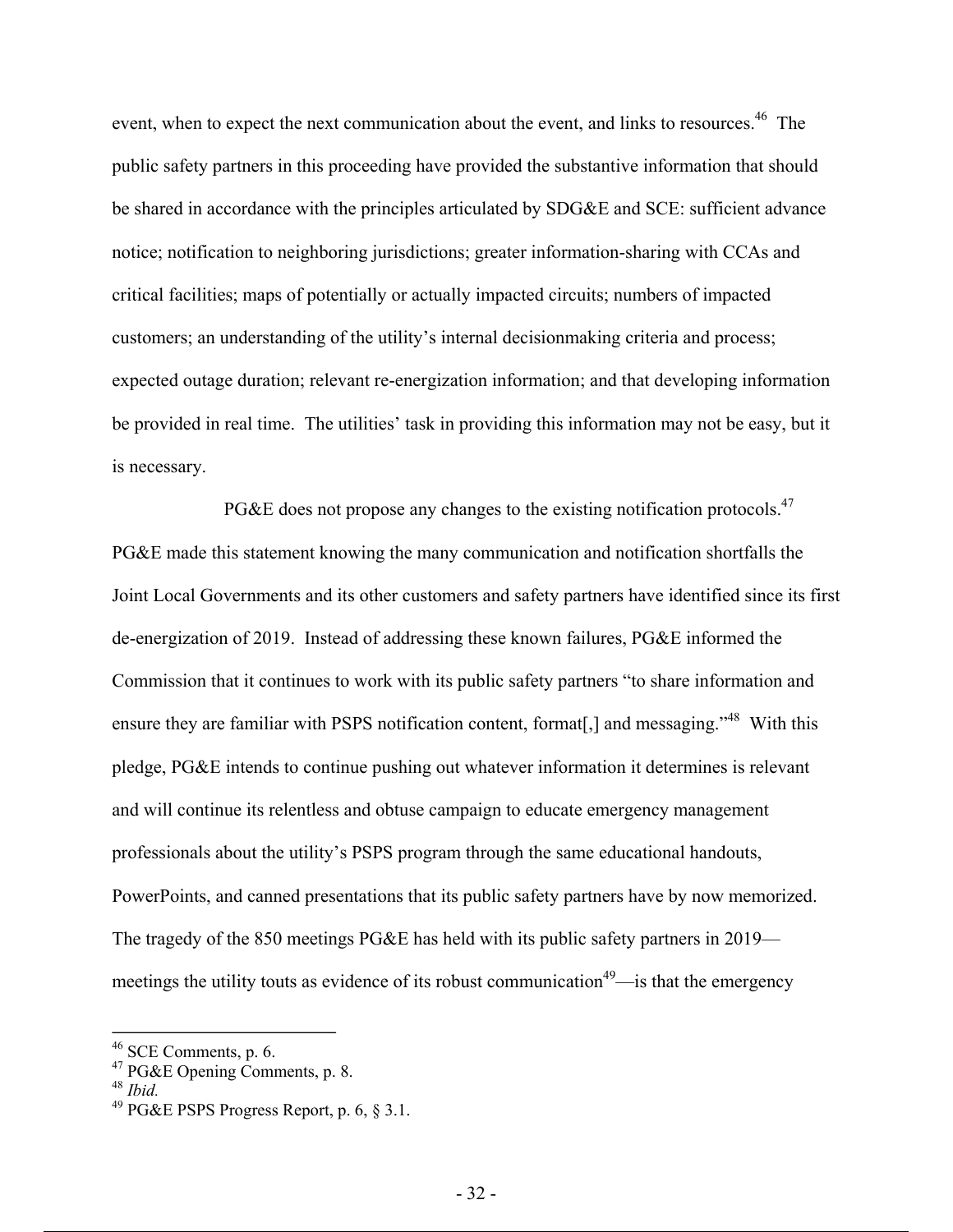event, when to expect the next communication about the event, and links to resources.[46] The public safety partners in this proceeding have provided the substantive information that should be shared in accordance with the principles articulated by SDG&E and SCE: sufficient advance notice; notification to neighboring jurisdictions; greater information-sharing with CCAs and critical facilities; maps of potentially or actually impacted circuits; numbers of impacted customers; an understanding of the utility's internal decisionmaking criteria and process; expected outage duration; relevant re-energization information; and that developing information be provided in real time. The utilities' task in providing this information may not be easy, but it is necessary.

PG&E does not propose any changes to the existing notification protocols.[47] PG&E made this statement knowing the many communication and notification shortfalls the Joint Local Governments and its other customers and safety partners have identified since its first de-energization of 2019. Instead of addressing these known failures, PG&E informed the Commission that it continues to work with its public safety partners "to share information and ensure they are familiar with PSPS notification content, format[,] and messaging."[48] With this pledge, PG&E intends to continue pushing out whatever information it determines is relevant and will continue its relentless and obtuse campaign to educate emergency management professionals about the utility's PSPS program through the same educational handouts, PowerPoints, and canned presentations that its public safety partners have by now memorized. The tragedy of the 850 meetings PG&E has held with its public safety partners in 2019—meetings the utility touts as evidence of its robust communication[49]—is that the emergency

---

[46] SCE Comments, p. 6.
[47] PG&E Opening Comments, p. 8.
[48] *Ibid.*
[49] PG&E PSPS Progress Report, p. 6, § 3.1.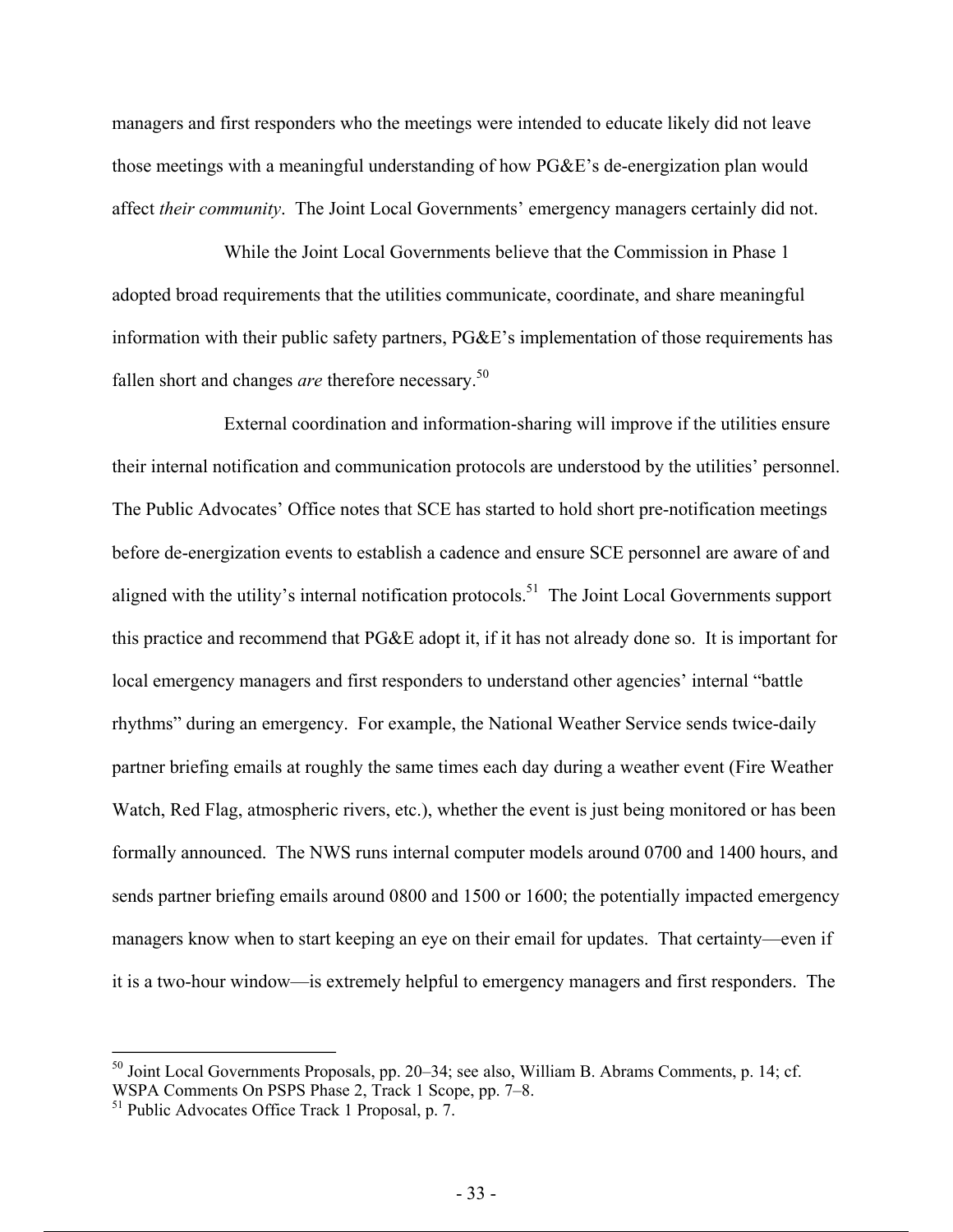managers and first responders who the meetings were intended to educate likely did not leave those meetings with a meaningful understanding of how PG&E's de-energization plan would affect *their community*. The Joint Local Governments' emergency managers certainly did not.

While the Joint Local Governments believe that the Commission in Phase 1 adopted broad requirements that the utilities communicate, coordinate, and share meaningful information with their public safety partners, PG&E's implementation of those requirements has fallen short and changes *are* therefore necessary.[50]

External coordination and information-sharing will improve if the utilities ensure their internal notification and communication protocols are understood by the utilities' personnel. The Public Advocates' Office notes that SCE has started to hold short pre-notification meetings before de-energization events to establish a cadence and ensure SCE personnel are aware of and aligned with the utility's internal notification protocols.[51] The Joint Local Governments support this practice and recommend that PG&E adopt it, if it has not already done so. It is important for local emergency managers and first responders to understand other agencies' internal "battle rhythms" during an emergency. For example, the National Weather Service sends twice-daily partner briefing emails at roughly the same times each day during a weather event (Fire Weather Watch, Red Flag, atmospheric rivers, etc.), whether the event is just being monitored or has been formally announced. The NWS runs internal computer models around 0700 and 1400 hours, and sends partner briefing emails around 0800 and 1500 or 1600; the potentially impacted emergency managers know when to start keeping an eye on their email for updates. That certainty—even if it is a two-hour window—is extremely helpful to emergency managers and first responders. The

---

[50] Joint Local Governments Proposals, pp. 20–34; see also, William B. Abrams Comments, p. 14; cf. WSPA Comments On PSPS Phase 2, Track 1 Scope, pp. 7–8.

[51] Public Advocates Office Track 1 Proposal, p. 7.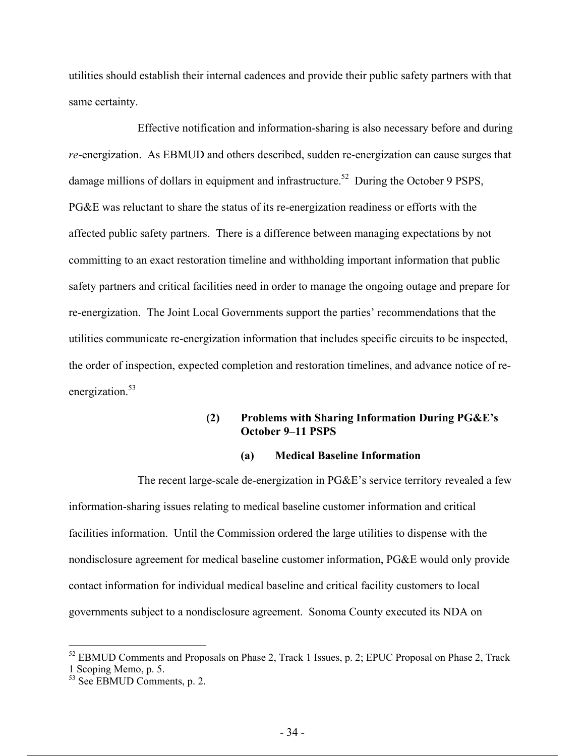utilities should establish their internal cadences and provide their public safety partners with that same certainty.

Effective notification and information-sharing is also necessary before and during *re*-energization. As EBMUD and others described, sudden re-energization can cause surges that damage millions of dollars in equipment and infrastructure.[52] During the October 9 PSPS, PG&E was reluctant to share the status of its re-energization readiness or efforts with the affected public safety partners. There is a difference between managing expectations by not committing to an exact restoration timeline and withholding important information that public safety partners and critical facilities need in order to manage the ongoing outage and prepare for re-energization. The Joint Local Governments support the parties' recommendations that the utilities communicate re-energization information that includes specific circuits to be inspected, the order of inspection, expected completion and restoration timelines, and advance notice of re-energization.[53]

**(2) Problems with Sharing Information During PG&E's October 9–11 PSPS**

**(a) Medical Baseline Information**

The recent large-scale de-energization in PG&E's service territory revealed a few information-sharing issues relating to medical baseline customer information and critical facilities information. Until the Commission ordered the large utilities to dispense with the nondisclosure agreement for medical baseline customer information, PG&E would only provide contact information for individual medical baseline and critical facility customers to local governments subject to a nondisclosure agreement. Sonoma County executed its NDA on

---

[52] EBMUD Comments and Proposals on Phase 2, Track 1 Issues, p. 2; EPUC Proposal on Phase 2, Track 1 Scoping Memo, p. 5.

[53] See EBMUD Comments, p. 2.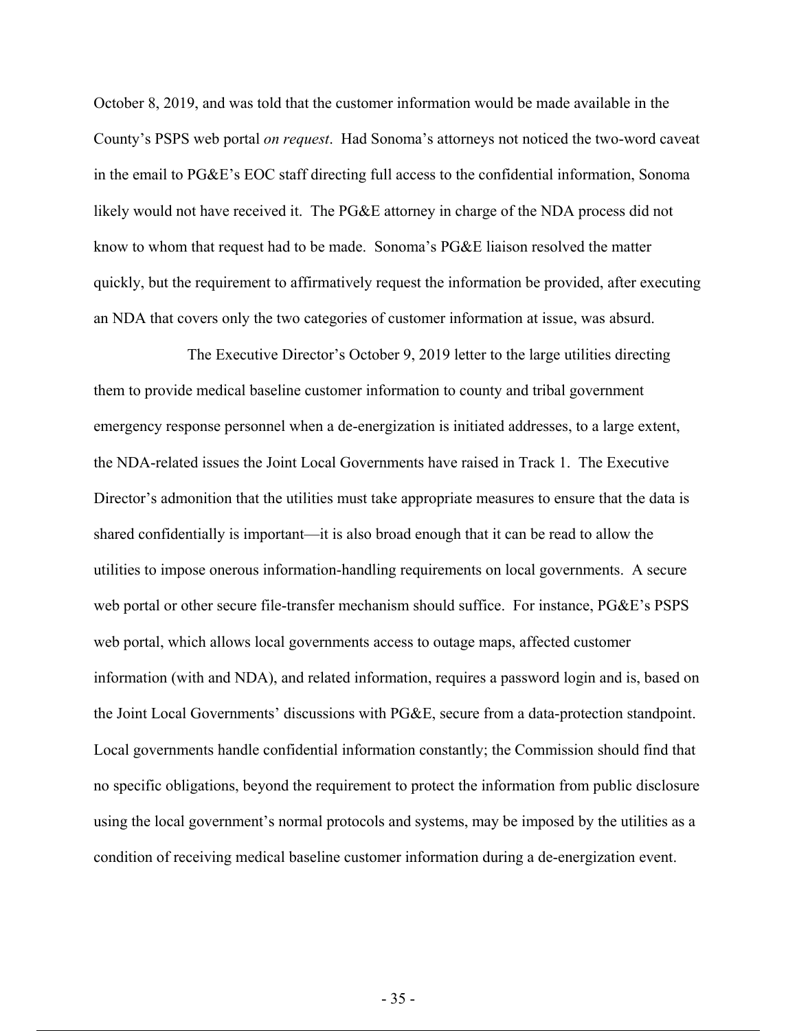October 8, 2019, and was told that the customer information would be made available in the County's PSPS web portal *on request*. Had Sonoma's attorneys not noticed the two-word caveat in the email to PG&E's EOC staff directing full access to the confidential information, Sonoma likely would not have received it. The PG&E attorney in charge of the NDA process did not know to whom that request had to be made. Sonoma's PG&E liaison resolved the matter quickly, but the requirement to affirmatively request the information be provided, after executing an NDA that covers only the two categories of customer information at issue, was absurd.

The Executive Director's October 9, 2019 letter to the large utilities directing them to provide medical baseline customer information to county and tribal government emergency response personnel when a de-energization is initiated addresses, to a large extent, the NDA-related issues the Joint Local Governments have raised in Track 1. The Executive Director's admonition that the utilities must take appropriate measures to ensure that the data is shared confidentially is important—it is also broad enough that it can be read to allow the utilities to impose onerous information-handling requirements on local governments. A secure web portal or other secure file-transfer mechanism should suffice. For instance, PG&E's PSPS web portal, which allows local governments access to outage maps, affected customer information (with and NDA), and related information, requires a password login and is, based on the Joint Local Governments' discussions with PG&E, secure from a data-protection standpoint. Local governments handle confidential information constantly; the Commission should find that no specific obligations, beyond the requirement to protect the information from public disclosure using the local government's normal protocols and systems, may be imposed by the utilities as a condition of receiving medical baseline customer information during a de-energization event.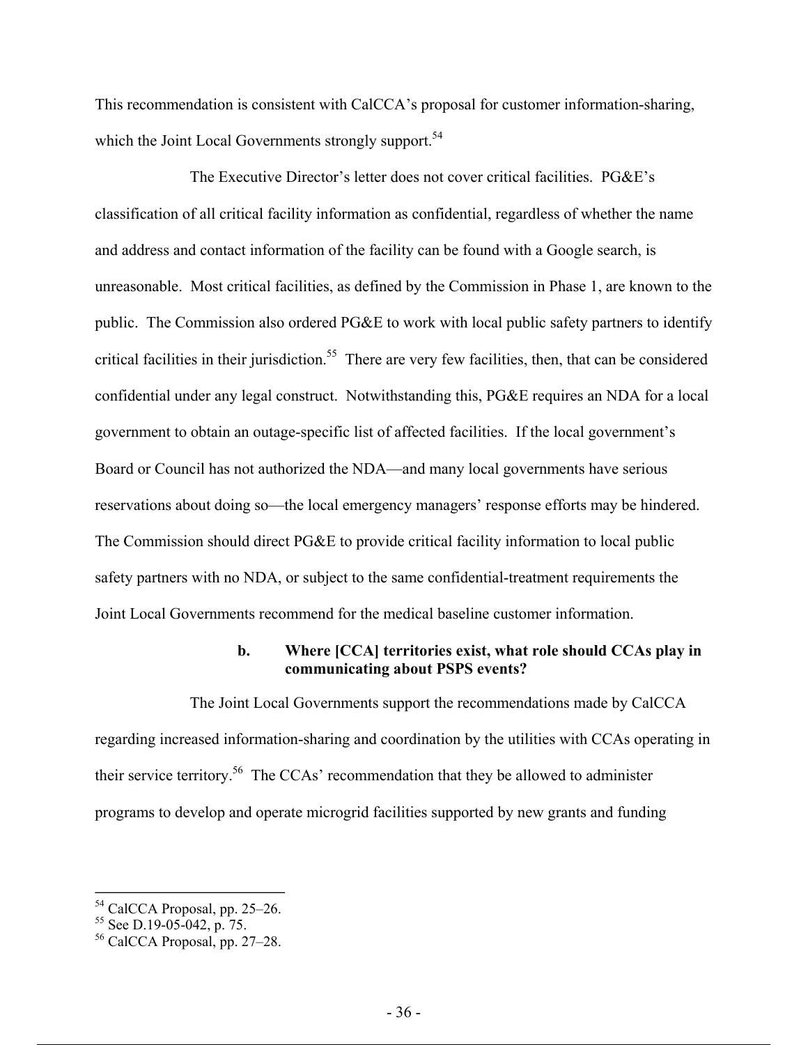This recommendation is consistent with CalCCA's proposal for customer information-sharing, which the Joint Local Governments strongly support.[54]

The Executive Director's letter does not cover critical facilities. PG&E's classification of all critical facility information as confidential, regardless of whether the name and address and contact information of the facility can be found with a Google search, is unreasonable. Most critical facilities, as defined by the Commission in Phase 1, are known to the public. The Commission also ordered PG&E to work with local public safety partners to identify critical facilities in their jurisdiction.[55] There are very few facilities, then, that can be considered confidential under any legal construct. Notwithstanding this, PG&E requires an NDA for a local government to obtain an outage-specific list of affected facilities. If the local government's Board or Council has not authorized the NDA—and many local governments have serious reservations about doing so—the local emergency managers' response efforts may be hindered. The Commission should direct PG&E to provide critical facility information to local public safety partners with no NDA, or subject to the same confidential-treatment requirements the Joint Local Governments recommend for the medical baseline customer information.

**b. Where [CCA] territories exist, what role should CCAs play in communicating about PSPS events?**

The Joint Local Governments support the recommendations made by CalCCA regarding increased information-sharing and coordination by the utilities with CCAs operating in their service territory.[56] The CCAs' recommendation that they be allowed to administer programs to develop and operate microgrid facilities supported by new grants and funding

---

[54] CalCCA Proposal, pp. 25–26.

[55] See D.19-05-042, p. 75.

[56] CalCCA Proposal, pp. 27–28.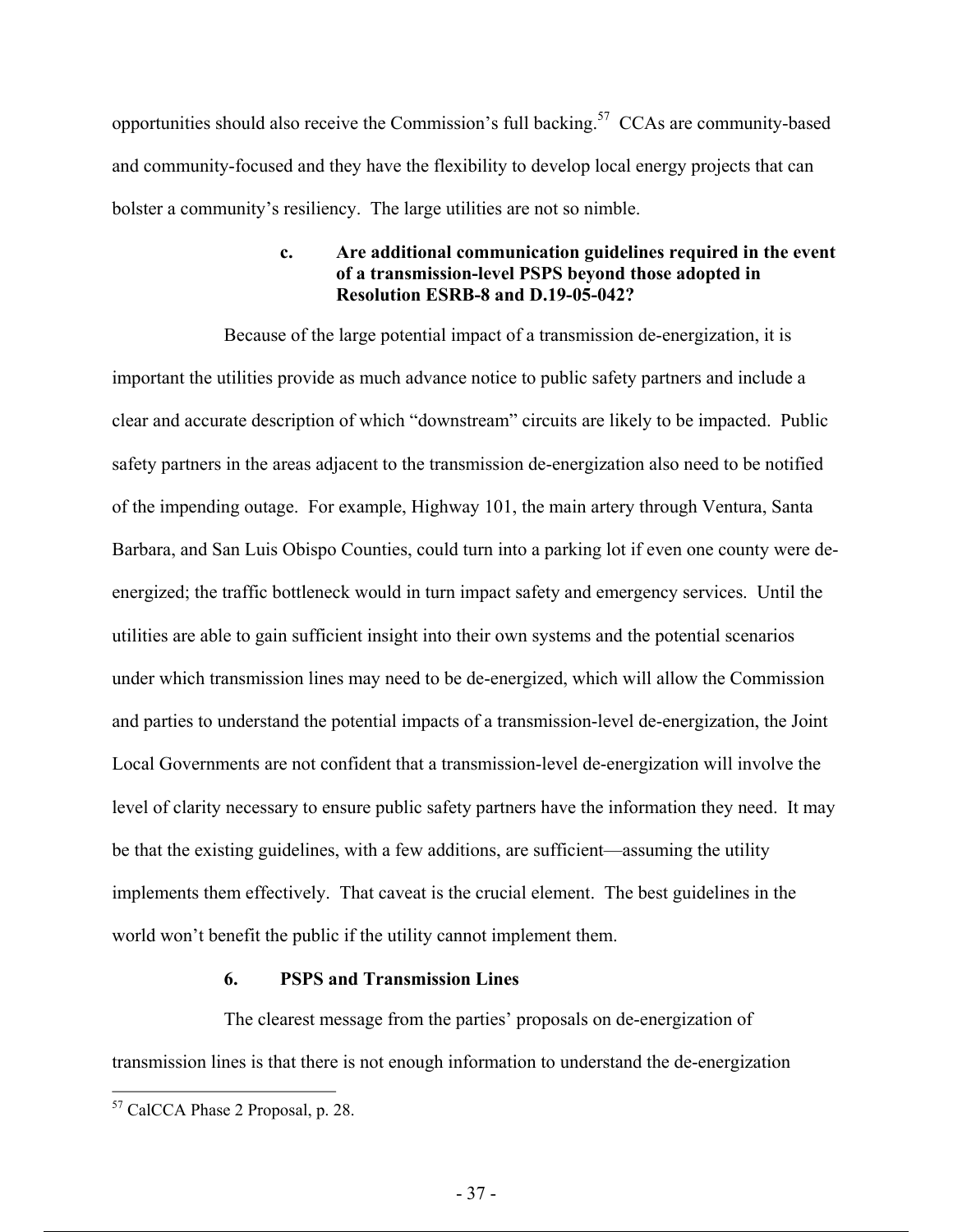opportunities should also receive the Commission's full backing.[57] CCAs are community-based and community-focused and they have the flexibility to develop local energy projects that can bolster a community's resiliency. The large utilities are not so nimble.

#### c. Are additional communication guidelines required in the event of a transmission-level PSPS beyond those adopted in Resolution ESRB-8 and D.19-05-042?

Because of the large potential impact of a transmission de-energization, it is important the utilities provide as much advance notice to public safety partners and include a clear and accurate description of which "downstream" circuits are likely to be impacted. Public safety partners in the areas adjacent to the transmission de-energization also need to be notified of the impending outage. For example, Highway 101, the main artery through Ventura, Santa Barbara, and San Luis Obispo Counties, could turn into a parking lot if even one county were de-energized; the traffic bottleneck would in turn impact safety and emergency services. Until the utilities are able to gain sufficient insight into their own systems and the potential scenarios under which transmission lines may need to be de-energized, which will allow the Commission and parties to understand the potential impacts of a transmission-level de-energization, the Joint Local Governments are not confident that a transmission-level de-energization will involve the level of clarity necessary to ensure public safety partners have the information they need. It may be that the existing guidelines, with a few additions, are sufficient—assuming the utility implements them effectively. That caveat is the crucial element. The best guidelines in the world won't benefit the public if the utility cannot implement them.

### 6. PSPS and Transmission Lines

The clearest message from the parties' proposals on de-energization of transmission lines is that there is not enough information to understand the de-energization

[57] CalCCA Phase 2 Proposal, p. 28.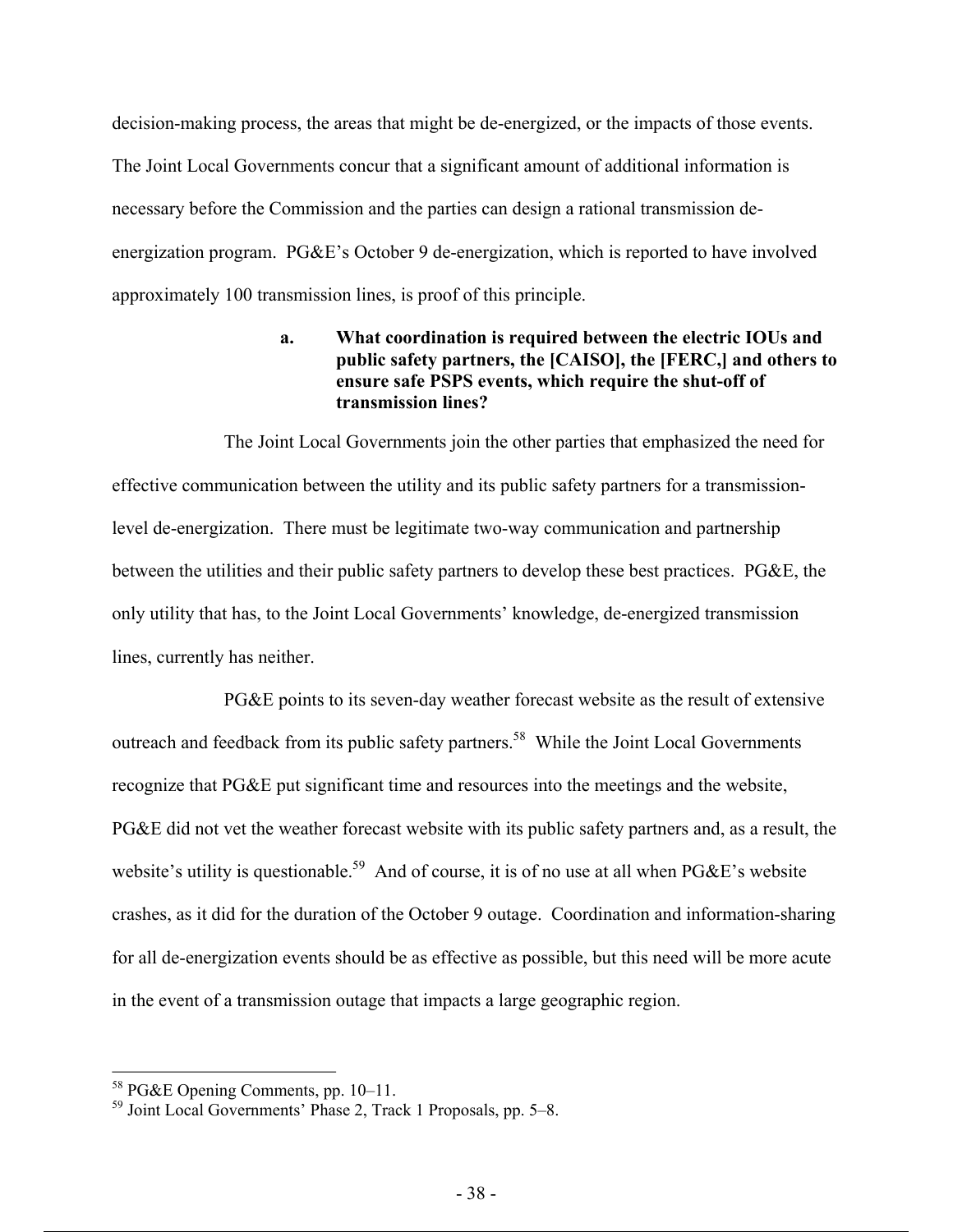decision-making process, the areas that might be de-energized, or the impacts of those events. The Joint Local Governments concur that a significant amount of additional information is necessary before the Commission and the parties can design a rational transmission de-energization program. PG&E's October 9 de-energization, which is reported to have involved approximately 100 transmission lines, is proof of this principle.

**a. What coordination is required between the electric IOUs and public safety partners, the [CAISO], the [FERC,] and others to ensure safe PSPS events, which require the shut-off of transmission lines?**

The Joint Local Governments join the other parties that emphasized the need for effective communication between the utility and its public safety partners for a transmission-level de-energization. There must be legitimate two-way communication and partnership between the utilities and their public safety partners to develop these best practices. PG&E, the only utility that has, to the Joint Local Governments' knowledge, de-energized transmission lines, currently has neither.

PG&E points to its seven-day weather forecast website as the result of extensive outreach and feedback from its public safety partners.[58] While the Joint Local Governments recognize that PG&E put significant time and resources into the meetings and the website, PG&E did not vet the weather forecast website with its public safety partners and, as a result, the website's utility is questionable.[59] And of course, it is of no use at all when PG&E's website crashes, as it did for the duration of the October 9 outage. Coordination and information-sharing for all de-energization events should be as effective as possible, but this need will be more acute in the event of a transmission outage that impacts a large geographic region.

---

[58] PG&E Opening Comments, pp. 10–11.

[59] Joint Local Governments' Phase 2, Track 1 Proposals, pp. 5–8.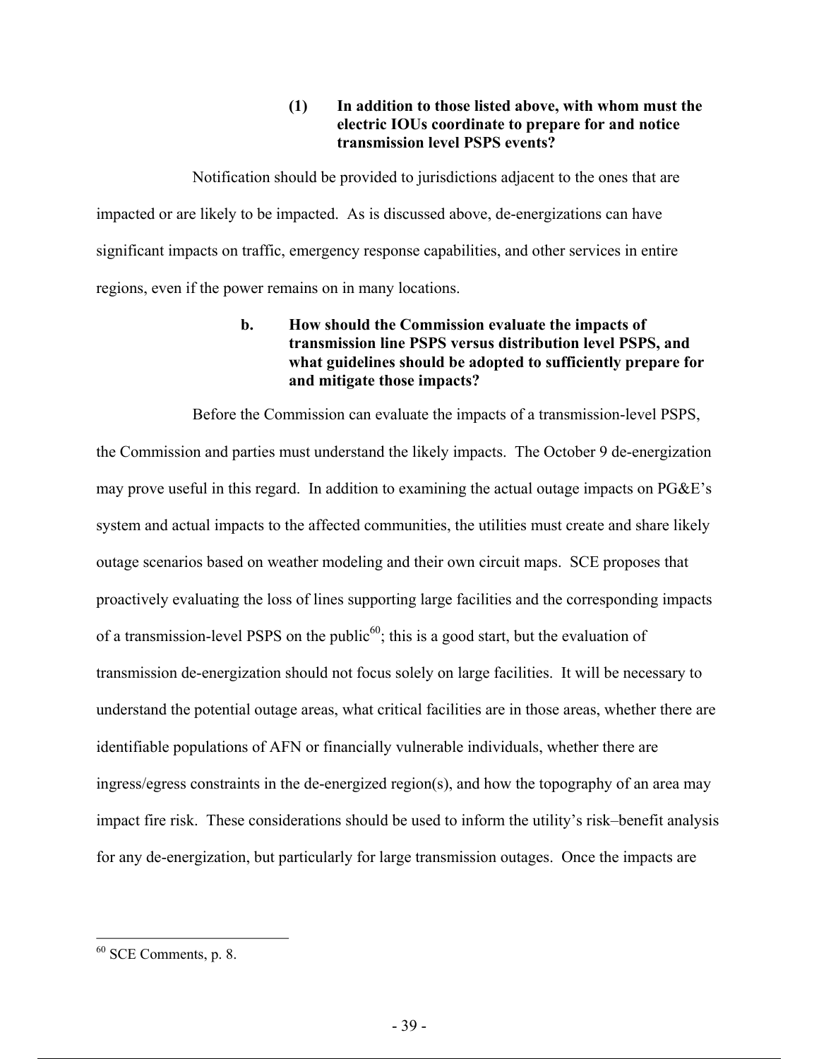**(1) In addition to those listed above, with whom must the electric IOUs coordinate to prepare for and notice transmission level PSPS events?**

Notification should be provided to jurisdictions adjacent to the ones that are impacted or are likely to be impacted. As is discussed above, de-energizations can have significant impacts on traffic, emergency response capabilities, and other services in entire regions, even if the power remains on in many locations.

**b. How should the Commission evaluate the impacts of transmission line PSPS versus distribution level PSPS, and what guidelines should be adopted to sufficiently prepare for and mitigate those impacts?**

Before the Commission can evaluate the impacts of a transmission-level PSPS, the Commission and parties must understand the likely impacts. The October 9 de-energization may prove useful in this regard. In addition to examining the actual outage impacts on PG&E's system and actual impacts to the affected communities, the utilities must create and share likely outage scenarios based on weather modeling and their own circuit maps. SCE proposes that proactively evaluating the loss of lines supporting large facilities and the corresponding impacts of a transmission-level PSPS on the public[60]; this is a good start, but the evaluation of transmission de-energization should not focus solely on large facilities. It will be necessary to understand the potential outage areas, what critical facilities are in those areas, whether there are identifiable populations of AFN or financially vulnerable individuals, whether there are ingress/egress constraints in the de-energized region(s), and how the topography of an area may impact fire risk. These considerations should be used to inform the utility's risk–benefit analysis for any de-energization, but particularly for large transmission outages. Once the impacts are

---

[60] SCE Comments, p. 8.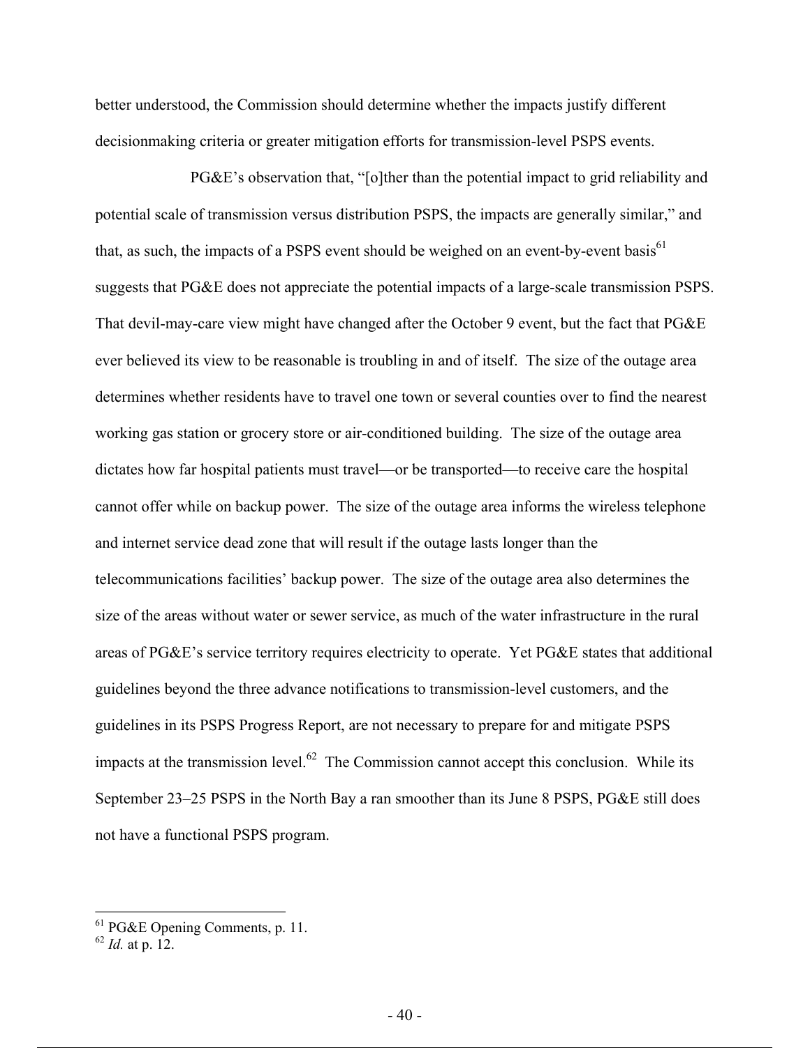better understood, the Commission should determine whether the impacts justify different decisionmaking criteria or greater mitigation efforts for transmission-level PSPS events.

PG&E's observation that, "[o]ther than the potential impact to grid reliability and potential scale of transmission versus distribution PSPS, the impacts are generally similar," and that, as such, the impacts of a PSPS event should be weighed on an event-by-event basis[61] suggests that PG&E does not appreciate the potential impacts of a large-scale transmission PSPS. That devil-may-care view might have changed after the October 9 event, but the fact that PG&E ever believed its view to be reasonable is troubling in and of itself. The size of the outage area determines whether residents have to travel one town or several counties over to find the nearest working gas station or grocery store or air-conditioned building. The size of the outage area dictates how far hospital patients must travel—or be transported—to receive care the hospital cannot offer while on backup power. The size of the outage area informs the wireless telephone and internet service dead zone that will result if the outage lasts longer than the telecommunications facilities' backup power. The size of the outage area also determines the size of the areas without water or sewer service, as much of the water infrastructure in the rural areas of PG&E's service territory requires electricity to operate. Yet PG&E states that additional guidelines beyond the three advance notifications to transmission-level customers, and the guidelines in its PSPS Progress Report, are not necessary to prepare for and mitigate PSPS impacts at the transmission level.[62] The Commission cannot accept this conclusion. While its September 23–25 PSPS in the North Bay a ran smoother than its June 8 PSPS, PG&E still does not have a functional PSPS program.

---

[61] PG&E Opening Comments, p. 11.

[62] *Id.* at p. 12.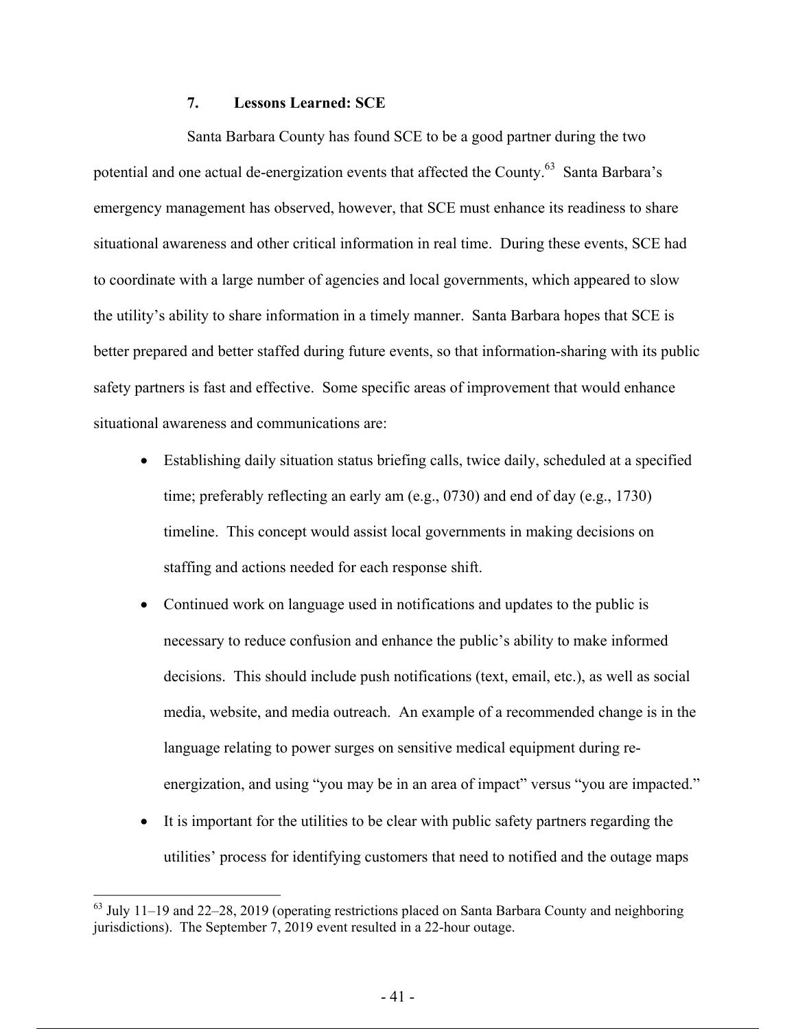### 7. Lessons Learned: SCE

Santa Barbara County has found SCE to be a good partner during the two potential and one actual de-energization events that affected the County.[63] Santa Barbara's emergency management has observed, however, that SCE must enhance its readiness to share situational awareness and other critical information in real time. During these events, SCE had to coordinate with a large number of agencies and local governments, which appeared to slow the utility's ability to share information in a timely manner. Santa Barbara hopes that SCE is better prepared and better staffed during future events, so that information-sharing with its public safety partners is fast and effective. Some specific areas of improvement that would enhance situational awareness and communications are:

- Establishing daily situation status briefing calls, twice daily, scheduled at a specified time; preferably reflecting an early am (e.g., 0730) and end of day (e.g., 1730) timeline. This concept would assist local governments in making decisions on staffing and actions needed for each response shift.
- Continued work on language used in notifications and updates to the public is necessary to reduce confusion and enhance the public's ability to make informed decisions. This should include push notifications (text, email, etc.), as well as social media, website, and media outreach. An example of a recommended change is in the language relating to power surges on sensitive medical equipment during re-energization, and using "you may be in an area of impact" versus "you are impacted."
- It is important for the utilities to be clear with public safety partners regarding the utilities' process for identifying customers that need to notified and the outage maps

---

[63] July 11–19 and 22–28, 2019 (operating restrictions placed on Santa Barbara County and neighboring jurisdictions). The September 7, 2019 event resulted in a 22-hour outage.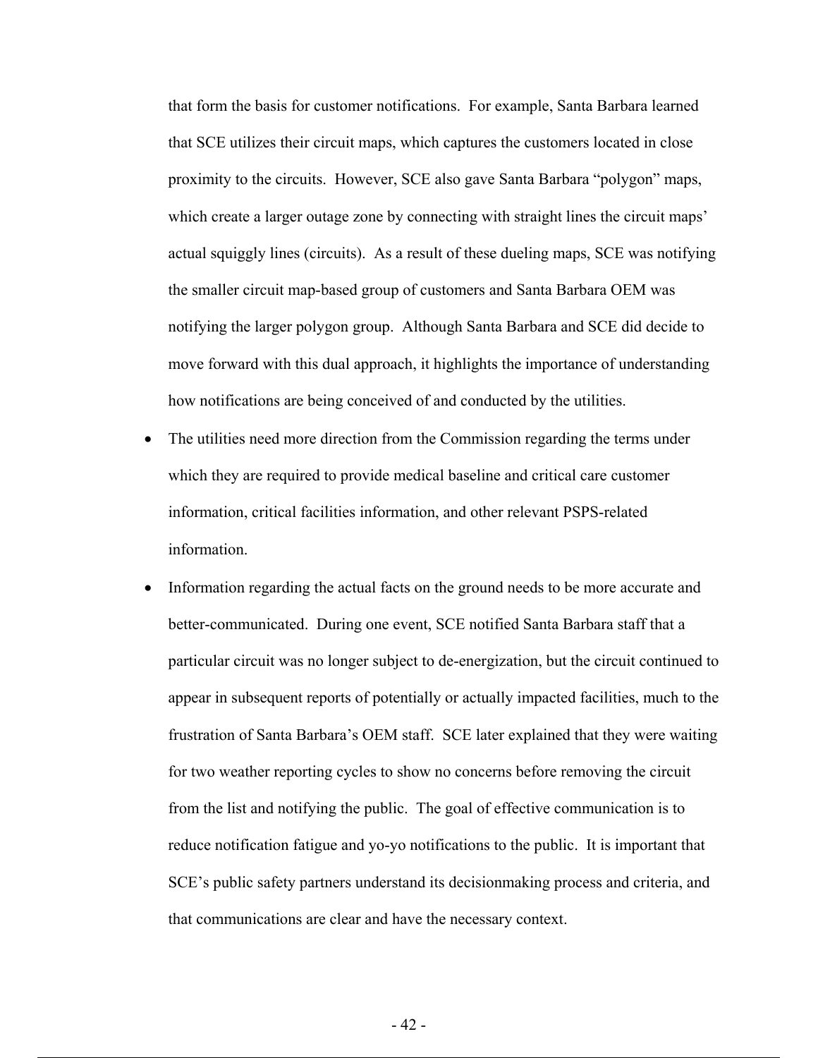that form the basis for customer notifications. For example, Santa Barbara learned that SCE utilizes their circuit maps, which captures the customers located in close proximity to the circuits. However, SCE also gave Santa Barbara "polygon" maps, which create a larger outage zone by connecting with straight lines the circuit maps' actual squiggly lines (circuits). As a result of these dueling maps, SCE was notifying the smaller circuit map-based group of customers and Santa Barbara OEM was notifying the larger polygon group. Although Santa Barbara and SCE did decide to move forward with this dual approach, it highlights the importance of understanding how notifications are being conceived of and conducted by the utilities.

- The utilities need more direction from the Commission regarding the terms under which they are required to provide medical baseline and critical care customer information, critical facilities information, and other relevant PSPS-related information.
- Information regarding the actual facts on the ground needs to be more accurate and better-communicated. During one event, SCE notified Santa Barbara staff that a particular circuit was no longer subject to de-energization, but the circuit continued to appear in subsequent reports of potentially or actually impacted facilities, much to the frustration of Santa Barbara's OEM staff. SCE later explained that they were waiting for two weather reporting cycles to show no concerns before removing the circuit from the list and notifying the public. The goal of effective communication is to reduce notification fatigue and yo-yo notifications to the public. It is important that SCE's public safety partners understand its decisionmaking process and criteria, and that communications are clear and have the necessary context.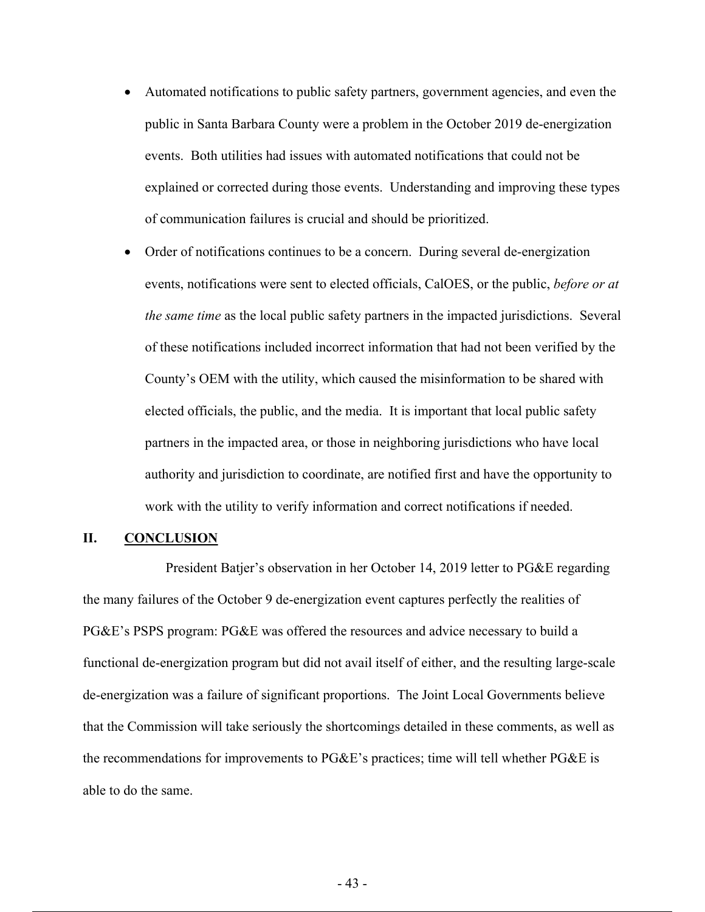- Automated notifications to public safety partners, government agencies, and even the public in Santa Barbara County were a problem in the October 2019 de-energization events. Both utilities had issues with automated notifications that could not be explained or corrected during those events. Understanding and improving these types of communication failures is crucial and should be prioritized.
- Order of notifications continues to be a concern. During several de-energization events, notifications were sent to elected officials, CalOES, or the public, *before or at the same time* as the local public safety partners in the impacted jurisdictions. Several of these notifications included incorrect information that had not been verified by the County's OEM with the utility, which caused the misinformation to be shared with elected officials, the public, and the media. It is important that local public safety partners in the impacted area, or those in neighboring jurisdictions who have local authority and jurisdiction to coordinate, are notified first and have the opportunity to work with the utility to verify information and correct notifications if needed.

## II. <u>CONCLUSION</u>

President Batjer's observation in her October 14, 2019 letter to PG&E regarding the many failures of the October 9 de-energization event captures perfectly the realities of PG&E's PSPS program: PG&E was offered the resources and advice necessary to build a functional de-energization program but did not avail itself of either, and the resulting large-scale de-energization was a failure of significant proportions. The Joint Local Governments believe that the Commission will take seriously the shortcomings detailed in these comments, as well as the recommendations for improvements to PG&E's practices; time will tell whether PG&E is able to do the same.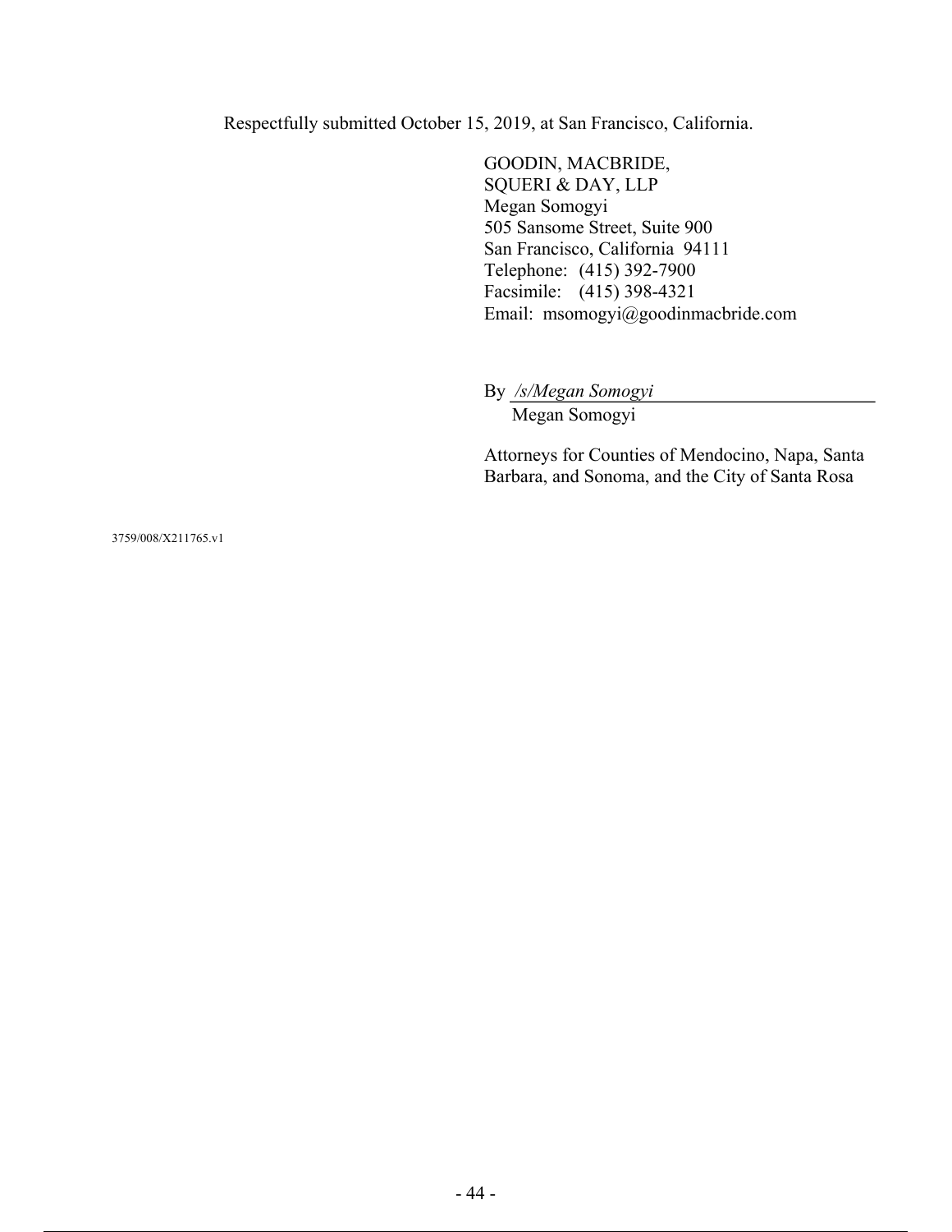Respectfully submitted October 15, 2019, at San Francisco, California.

GOODIN, MACBRIDE,
SQUERI & DAY, LLP
Megan Somogyi
505 Sansome Street, Suite 900
San Francisco, California 94111
Telephone: (415) 392-7900
Facsimile: (415) 398-4321
Email: msomogyi@goodinmacbride.com

By */s/Megan Somogyi*
Megan Somogyi

Attorneys for Counties of Mendocino, Napa, Santa Barbara, and Sonoma, and the City of Santa Rosa

3759/008/X211765.v1